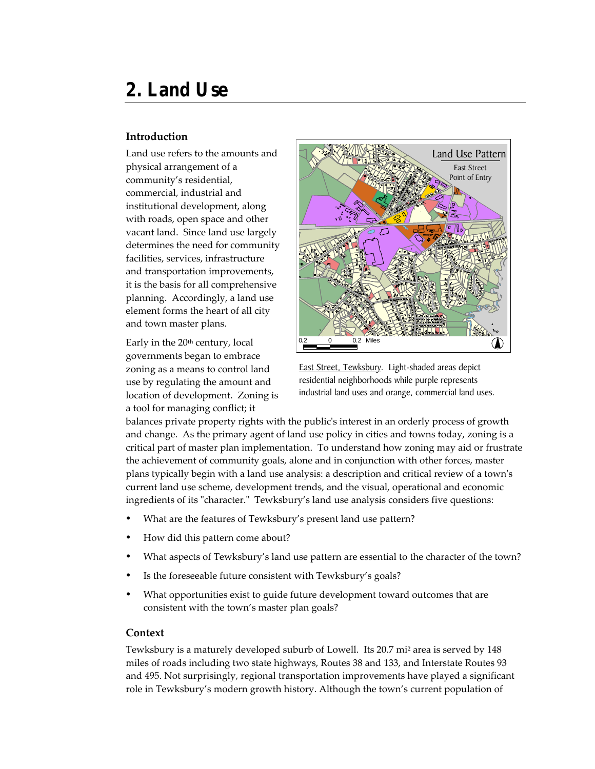# 2. Land Use

## Introduction

Land use refers to the amounts and physical arrangement of a community's residential, commercial, industrial and institutional development, along with roads, open space and other vacant land. Since land use largely determines the need for community facilities, services, infrastructure and transportation improvements, it is the basis for all comprehensive planning. Accordingly, a land use element forms the heart of all city and town master plans.

East Street, Tewksbury. Light-shaded areas depict residential neighborhoods while purple represents industrial land uses and orange, commercial land uses.

Early in the 20th century, local governments began to embrace zoning as a means to control land use by regulating the amount and location of development. Zoning is a tool for managing conflict; it balances private property rights with the public's interest in an orderly process of growth and change. As the primary agent of land use policy in cities and towns today, zoning is a critical part of master plan implementation. To understand how zoning may aid or frustrate the achievement of community goals, alone and in conjunction with other forces, master plans typically begin with a land use analysis: a description and critical review of a town's current land use scheme, development trends, and the visual, operational and economic ingredients of its "character." Tewksbury's land use analysis considers five questions:

- What are the features of Tewksbury's present land use pattern?
- How did this pattern come about?
- What aspects of Tewksbury's land use pattern are essential to the character of the town?
- Is the foreseeable future consistent with Tewksbury's goals?
- What opportunities exist to guide future development toward outcomes that are consistent with the town's master plan goals?

## Context

Tewksbury is a maturely developed suburb of Lowell. Its 20.7 mi$^2$ area is served by 148 miles of roads including two state highways, Routes 38 and 133, and Interstate Routes 93 and 495. Not surprisingly, regional transportation improvements have played a significant role in Tewksbury's modern growth history. Although the town's current population of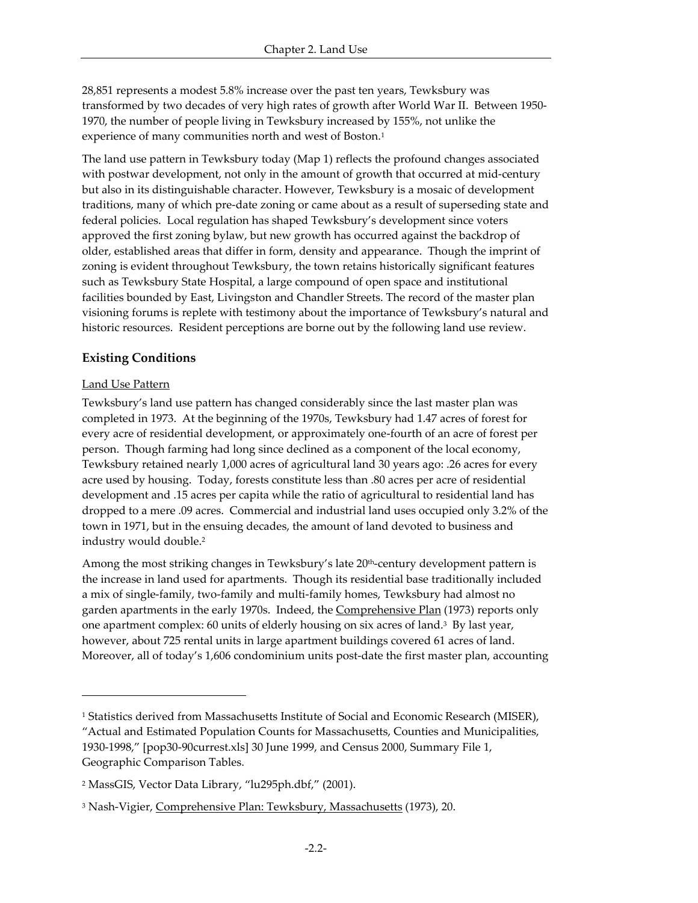28,851 represents a modest 5.8% increase over the past ten years, Tewksbury was transformed by two decades of very high rates of growth after World War II. Between 1950-1970, the number of people living in Tewksbury increased by 155%, not unlike the experience of many communities north and west of Boston.[1]

The land use pattern in Tewksbury today (Map 1) reflects the profound changes associated with postwar development, not only in the amount of growth that occurred at mid-century but also in its distinguishable character. However, Tewksbury is a mosaic of development traditions, many of which pre-date zoning or came about as a result of superseding state and federal policies. Local regulation has shaped Tewksbury's development since voters approved the first zoning bylaw, but new growth has occurred against the backdrop of older, established areas that differ in form, density and appearance. Though the imprint of zoning is evident throughout Tewksbury, the town retains historically significant features such as Tewksbury State Hospital, a large compound of open space and institutional facilities bounded by East, Livingston and Chandler Streets. The record of the master plan visioning forums is replete with testimony about the importance of Tewksbury's natural and historic resources. Resident perceptions are borne out by the following land use review.

## Existing Conditions

Land Use Pattern

Tewksbury's land use pattern has changed considerably since the last master plan was completed in 1973. At the beginning of the 1970s, Tewksbury had 1.47 acres of forest for every acre of residential development, or approximately one-fourth of an acre of forest per person. Though farming had long since declined as a component of the local economy, Tewksbury retained nearly 1,000 acres of agricultural land 30 years ago: .26 acres for every acre used by housing. Today, forests constitute less than .80 acres per acre of residential development and .15 acres per capita while the ratio of agricultural to residential land has dropped to a mere .09 acres. Commercial and industrial land uses occupied only 3.2% of the town in 1971, but in the ensuing decades, the amount of land devoted to business and industry would double.[2]

Among the most striking changes in Tewksbury's late 20th-century development pattern is the increase in land used for apartments. Though its residential base traditionally included a mix of single-family, two-family and multi-family homes, Tewksbury had almost no garden apartments in the early 1970s. Indeed, the Comprehensive Plan (1973) reports only one apartment complex: 60 units of elderly housing on six acres of land.[3] By last year, however, about 725 rental units in large apartment buildings covered 61 acres of land. Moreover, all of today's 1,606 condominium units post-date the first master plan, accounting

---

[1] Statistics derived from Massachusetts Institute of Social and Economic Research (MISER), "Actual and Estimated Population Counts for Massachusetts, Counties and Municipalities, 1930-1998," [pop30-90currest.xls] 30 June 1999, and Census 2000, Summary File 1, Geographic Comparison Tables.

[2] MassGIS, Vector Data Library, "lu295ph.dbf," (2001).

[3] Nash-Vigier, Comprehensive Plan: Tewksbury, Massachusetts (1973), 20.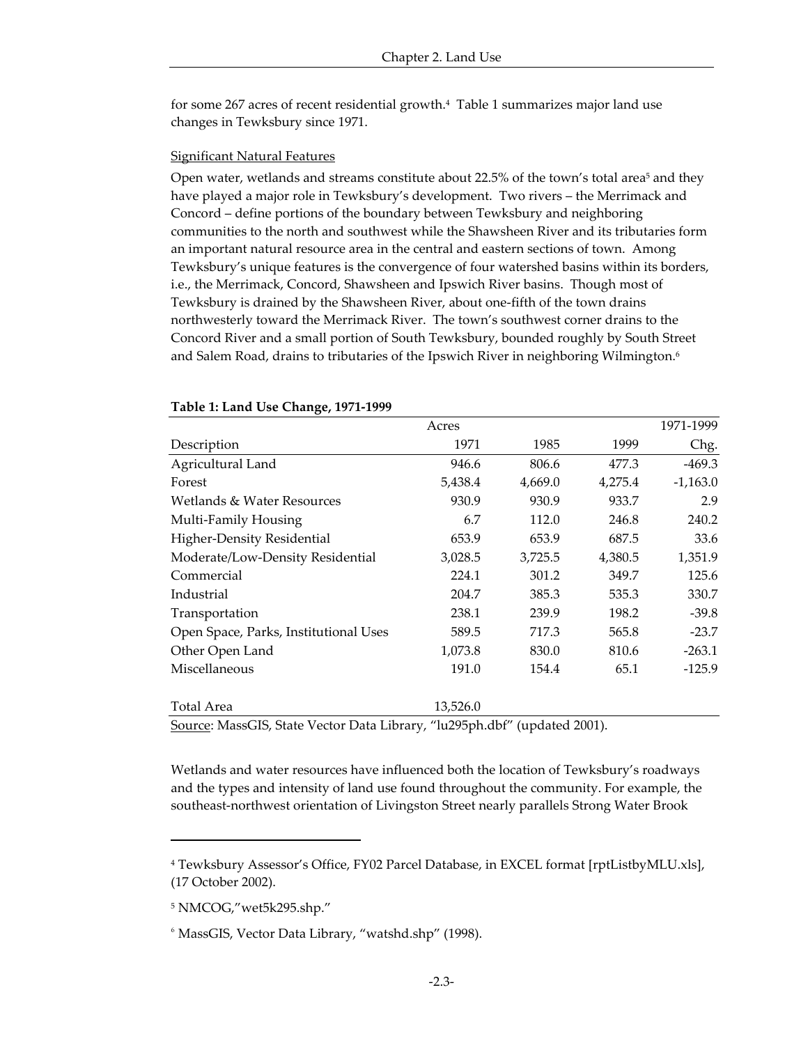for some 267 acres of recent residential growth.[4] Table 1 summarizes major land use changes in Tewksbury since 1971.

Significant Natural Features

Open water, wetlands and streams constitute about 22.5% of the town's total area[5] and they have played a major role in Tewksbury's development. Two rivers – the Merrimack and Concord – define portions of the boundary between Tewksbury and neighboring communities to the north and southwest while the Shawsheen River and its tributaries form an important natural resource area in the central and eastern sections of town. Among Tewksbury's unique features is the convergence of four watershed basins within its borders, i.e., the Merrimack, Concord, Shawsheen and Ipswich River basins. Though most of Tewksbury is drained by the Shawsheen River, about one-fifth of the town drains northwesterly toward the Merrimack River. The town's southwest corner drains to the Concord River and a small portion of South Tewksbury, bounded roughly by South Street and Salem Road, drains to tributaries of the Ipswich River in neighboring Wilmington.[6]

**Table 1: Land Use Change, 1971-1999**

| | Acres | | | 1971-1999 |
|---|---:|---:|---:|---:|
| Description | 1971 | 1985 | 1999 | Chg. |
| Agricultural Land | 946.6 | 806.6 | 477.3 | -469.3 |
| Forest | 5,438.4 | 4,669.0 | 4,275.4 | -1,163.0 |
| Wetlands & Water Resources | 930.9 | 930.9 | 933.7 | 2.9 |
| Multi-Family Housing | 6.7 | 112.0 | 246.8 | 240.2 |
| Higher-Density Residential | 653.9 | 653.9 | 687.5 | 33.6 |
| Moderate/Low-Density Residential | 3,028.5 | 3,725.5 | 4,380.5 | 1,351.9 |
| Commercial | 224.1 | 301.2 | 349.7 | 125.6 |
| Industrial | 204.7 | 385.3 | 535.3 | 330.7 |
| Transportation | 238.1 | 239.9 | 198.2 | -39.8 |
| Open Space, Parks, Institutional Uses | 589.5 | 717.3 | 565.8 | -23.7 |
| Other Open Land | 1,073.8 | 830.0 | 810.6 | -263.1 |
| Miscellaneous | 191.0 | 154.4 | 65.1 | -125.9 |
| Total Area | 13,526.0 | | | |

Source: MassGIS, State Vector Data Library, "lu295ph.dbf" (updated 2001).

Wetlands and water resources have influenced both the location of Tewksbury's roadways and the types and intensity of land use found throughout the community. For example, the southeast-northwest orientation of Livingston Street nearly parallels Strong Water Brook

[4] Tewksbury Assessor's Office, FY02 Parcel Database, in EXCEL format [rptListbyMLU.xls], (17 October 2002).

[5] NMCOG,"wet5k295.shp."

[6] MassGIS, Vector Data Library, "watshd.shp" (1998).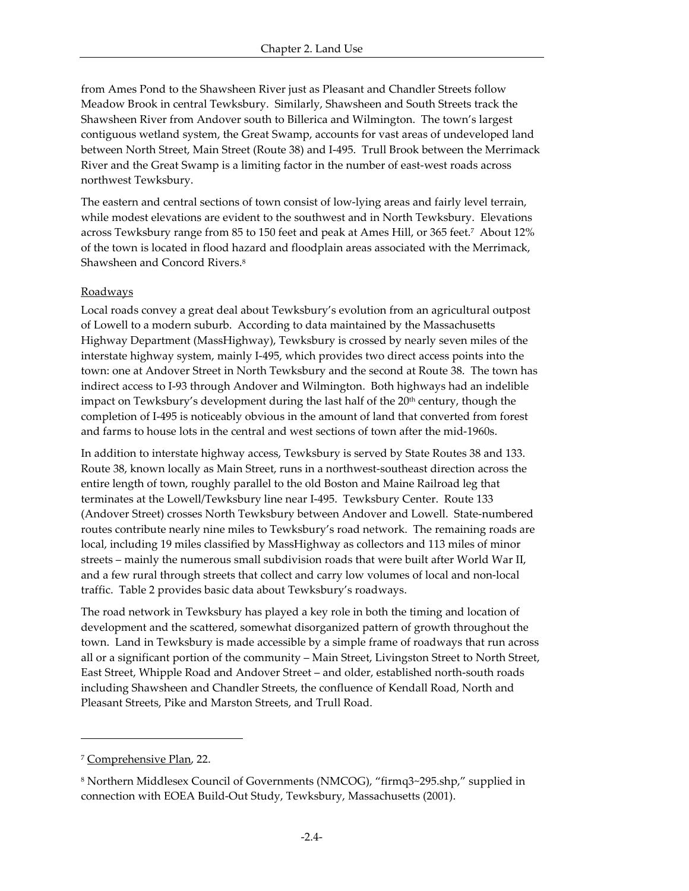from Ames Pond to the Shawsheen River just as Pleasant and Chandler Streets follow Meadow Brook in central Tewksbury. Similarly, Shawsheen and South Streets track the Shawsheen River from Andover south to Billerica and Wilmington. The town's largest contiguous wetland system, the Great Swamp, accounts for vast areas of undeveloped land between North Street, Main Street (Route 38) and I-495. Trull Brook between the Merrimack River and the Great Swamp is a limiting factor in the number of east-west roads across northwest Tewksbury.

The eastern and central sections of town consist of low-lying areas and fairly level terrain, while modest elevations are evident to the southwest and in North Tewksbury. Elevations across Tewksbury range from 85 to 150 feet and peak at Ames Hill, or 365 feet.[7] About 12% of the town is located in flood hazard and floodplain areas associated with the Merrimack, Shawsheen and Concord Rivers.[8]

Roadways

Local roads convey a great deal about Tewksbury's evolution from an agricultural outpost of Lowell to a modern suburb. According to data maintained by the Massachusetts Highway Department (MassHighway), Tewksbury is crossed by nearly seven miles of the interstate highway system, mainly I-495, which provides two direct access points into the town: one at Andover Street in North Tewksbury and the second at Route 38. The town has indirect access to I-93 through Andover and Wilmington. Both highways had an indelible impact on Tewksbury's development during the last half of the 20th century, though the completion of I-495 is noticeably obvious in the amount of land that converted from forest and farms to house lots in the central and west sections of town after the mid-1960s.

In addition to interstate highway access, Tewksbury is served by State Routes 38 and 133. Route 38, known locally as Main Street, runs in a northwest-southeast direction across the entire length of town, roughly parallel to the old Boston and Maine Railroad leg that terminates at the Lowell/Tewksbury line near I-495. Tewksbury Center. Route 133 (Andover Street) crosses North Tewksbury between Andover and Lowell. State-numbered routes contribute nearly nine miles to Tewksbury's road network. The remaining roads are local, including 19 miles classified by MassHighway as collectors and 113 miles of minor streets – mainly the numerous small subdivision roads that were built after World War II, and a few rural through streets that collect and carry low volumes of local and non-local traffic. Table 2 provides basic data about Tewksbury's roadways.

The road network in Tewksbury has played a key role in both the timing and location of development and the scattered, somewhat disorganized pattern of growth throughout the town. Land in Tewksbury is made accessible by a simple frame of roadways that run across all or a significant portion of the community – Main Street, Livingston Street to North Street, East Street, Whipple Road and Andover Street – and older, established north-south roads including Shawsheen and Chandler Streets, the confluence of Kendall Road, North and Pleasant Streets, Pike and Marston Streets, and Trull Road.

---

[7] Comprehensive Plan, 22.

[8] Northern Middlesex Council of Governments (NMCOG), "firmq3~295.shp," supplied in connection with EOEA Build-Out Study, Tewksbury, Massachusetts (2001).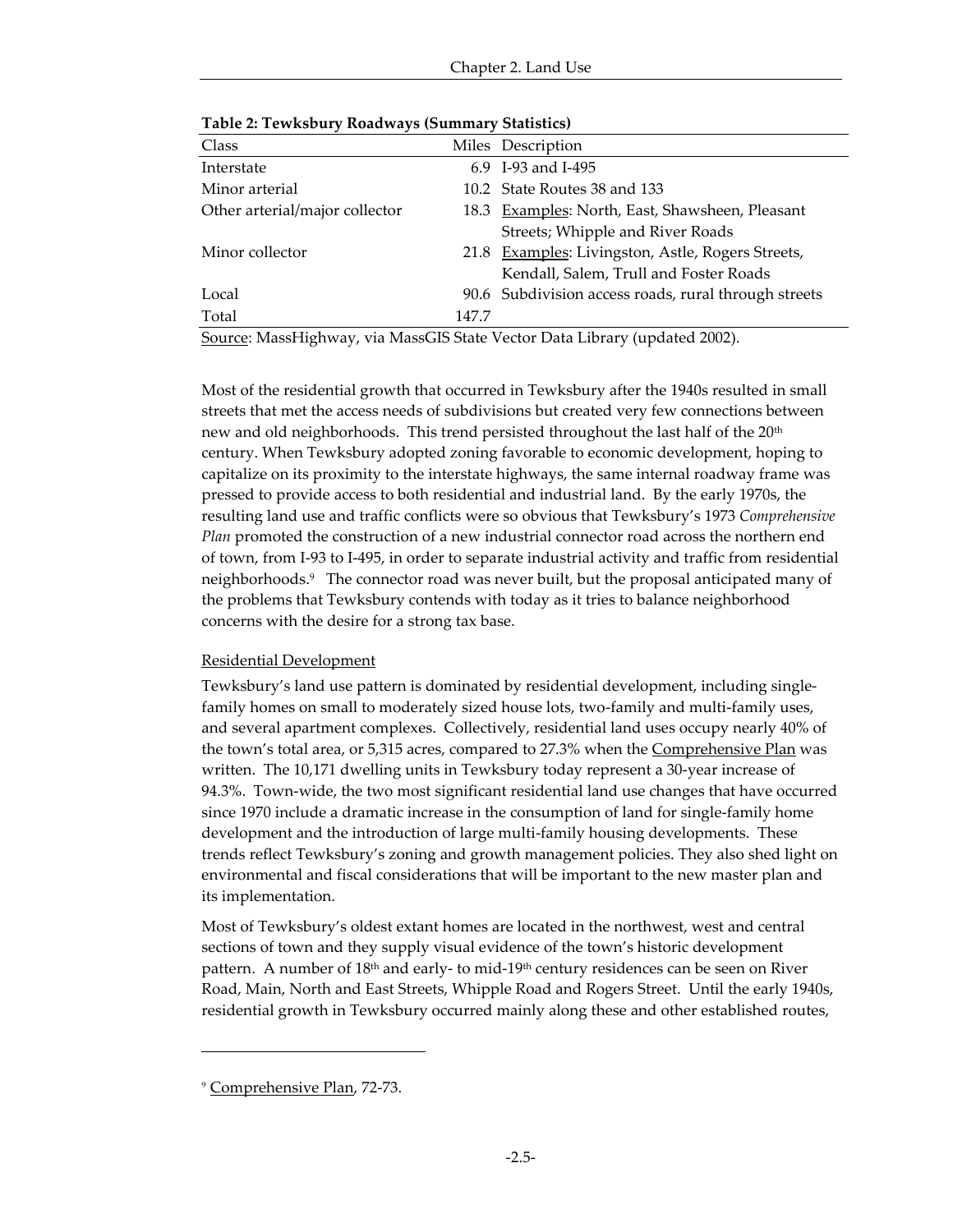**Table 2: Tewksbury Roadways (Summary Statistics)**

| Class | Miles | Description |
|---|---|---|
| Interstate | 6.9 | I-93 and I-495 |
| Minor arterial | 10.2 | State Routes 38 and 133 |
| Other arterial/major collector | 18.3 | Examples: North, East, Shawsheen, Pleasant Streets; Whipple and River Roads |
| Minor collector | 21.8 | Examples: Livingston, Astle, Rogers Streets, Kendall, Salem, Trull and Foster Roads |
| Local | 90.6 | Subdivision access roads, rural through streets |
| Total | 147.7 | |

Source: MassHighway, via MassGIS State Vector Data Library (updated 2002).

Most of the residential growth that occurred in Tewksbury after the 1940s resulted in small streets that met the access needs of subdivisions but created very few connections between new and old neighborhoods. This trend persisted throughout the last half of the 20th century. When Tewksbury adopted zoning favorable to economic development, hoping to capitalize on its proximity to the interstate highways, the same internal roadway frame was pressed to provide access to both residential and industrial land. By the early 1970s, the resulting land use and traffic conflicts were so obvious that Tewksbury's 1973 *Comprehensive Plan* promoted the construction of a new industrial connector road across the northern end of town, from I-93 to I-495, in order to separate industrial activity and traffic from residential neighborhoods.[9] The connector road was never built, but the proposal anticipated many of the problems that Tewksbury contends with today as it tries to balance neighborhood concerns with the desire for a strong tax base.

### Residential Development

Tewksbury's land use pattern is dominated by residential development, including single-family homes on small to moderately sized house lots, two-family and multi-family uses, and several apartment complexes. Collectively, residential land uses occupy nearly 40% of the town's total area, or 5,315 acres, compared to 27.3% when the Comprehensive Plan was written. The 10,171 dwelling units in Tewksbury today represent a 30-year increase of 94.3%. Town-wide, the two most significant residential land use changes that have occurred since 1970 include a dramatic increase in the consumption of land for single-family home development and the introduction of large multi-family housing developments. These trends reflect Tewksbury's zoning and growth management policies. They also shed light on environmental and fiscal considerations that will be important to the new master plan and its implementation.

Most of Tewksbury's oldest extant homes are located in the northwest, west and central sections of town and they supply visual evidence of the town's historic development pattern. A number of 18th and early- to mid-19th century residences can be seen on River Road, Main, North and East Streets, Whipple Road and Rogers Street. Until the early 1940s, residential growth in Tewksbury occurred mainly along these and other established routes,

[9] Comprehensive Plan, 72-73.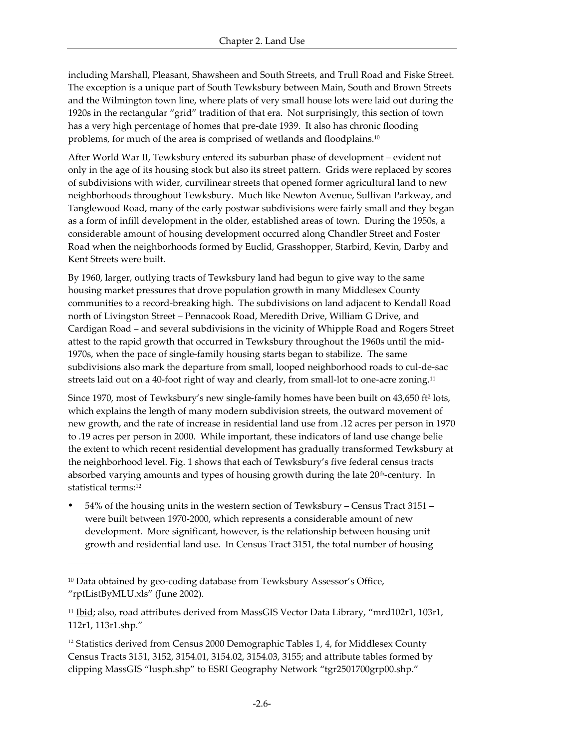including Marshall, Pleasant, Shawsheen and South Streets, and Trull Road and Fiske Street. The exception is a unique part of South Tewksbury between Main, South and Brown Streets and the Wilmington town line, where plats of very small house lots were laid out during the 1920s in the rectangular "grid" tradition of that era. Not surprisingly, this section of town has a very high percentage of homes that pre-date 1939. It also has chronic flooding problems, for much of the area is comprised of wetlands and floodplains.[10]

After World War II, Tewksbury entered its suburban phase of development – evident not only in the age of its housing stock but also its street pattern. Grids were replaced by scores of subdivisions with wider, curvilinear streets that opened former agricultural land to new neighborhoods throughout Tewksbury. Much like Newton Avenue, Sullivan Parkway, and Tanglewood Road, many of the early postwar subdivisions were fairly small and they began as a form of infill development in the older, established areas of town. During the 1950s, a considerable amount of housing development occurred along Chandler Street and Foster Road when the neighborhoods formed by Euclid, Grasshopper, Starbird, Kevin, Darby and Kent Streets were built.

By 1960, larger, outlying tracts of Tewksbury land had begun to give way to the same housing market pressures that drove population growth in many Middlesex County communities to a record-breaking high. The subdivisions on land adjacent to Kendall Road north of Livingston Street – Pennacook Road, Meredith Drive, William G Drive, and Cardigan Road – and several subdivisions in the vicinity of Whipple Road and Rogers Street attest to the rapid growth that occurred in Tewksbury throughout the 1960s until the mid-1970s, when the pace of single-family housing starts began to stabilize. The same subdivisions also mark the departure from small, looped neighborhood roads to cul-de-sac streets laid out on a 40-foot right of way and clearly, from small-lot to one-acre zoning.[11]

Since 1970, most of Tewksbury's new single-family homes have been built on 43,650 ft$^2$ lots, which explains the length of many modern subdivision streets, the outward movement of new growth, and the rate of increase in residential land use from .12 acres per person in 1970 to .19 acres per person in 2000. While important, these indicators of land use change belie the extent to which recent residential development has gradually transformed Tewksbury at the neighborhood level. Fig. 1 shows that each of Tewksbury's five federal census tracts absorbed varying amounts and types of housing growth during the late 20th-century. In statistical terms:[12]

- 54% of the housing units in the western section of Tewksbury – Census Tract 3151 – were built between 1970-2000, which represents a considerable amount of new development. More significant, however, is the relationship between housing unit growth and residential land use. In Census Tract 3151, the total number of housing

---

[10] Data obtained by geo-coding database from Tewksbury Assessor's Office, "rptListByMLU.xls" (June 2002).

[11] Ibid; also, road attributes derived from MassGIS Vector Data Library, "mrd102r1, 103r1, 112r1, 113r1.shp."

[12] Statistics derived from Census 2000 Demographic Tables 1, 4, for Middlesex County Census Tracts 3151, 3152, 3154.01, 3154.02, 3154.03, 3155; and attribute tables formed by clipping MassGIS "lusph.shp" to ESRI Geography Network "tgr2501700grp00.shp."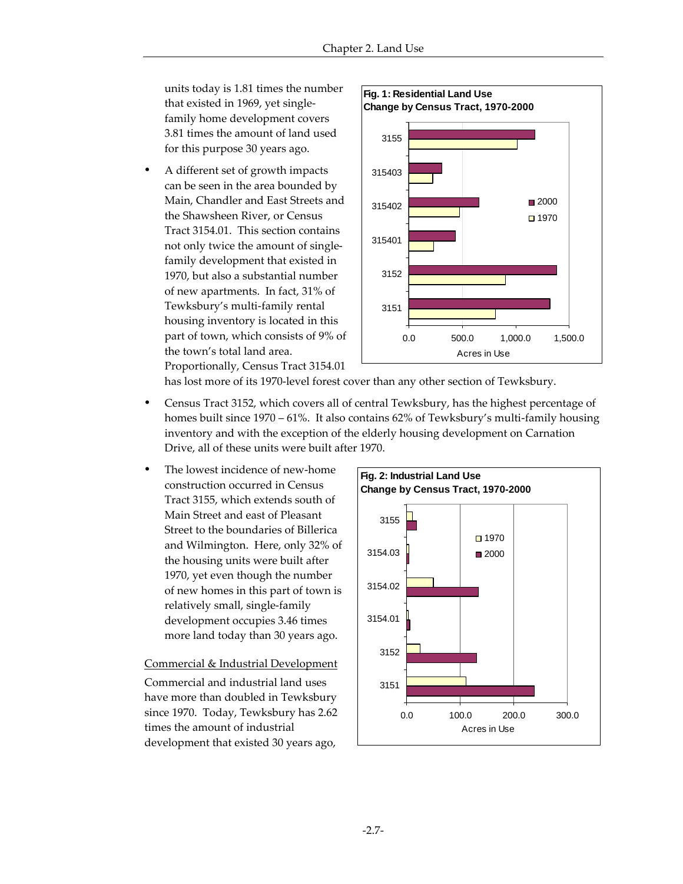units today is 1.81 times the number that existed in 1969, yet single-family home development covers 3.81 times the amount of land used for this purpose 30 years ago.

- A different set of growth impacts can be seen in the area bounded by Main, Chandler and East Streets and the Shawsheen River, or Census Tract 3154.01. This section contains not only twice the amount of single-family development that existed in 1970, but also a substantial number of new apartments. In fact, 31% of Tewksbury's multi-family rental housing inventory is located in this part of town, which consists of 9% of the town's total land area. Proportionally, Census Tract 3154.01 has lost more of its 1970-level forest cover than any other section of Tewksbury.

**Fig. 1: Residential Land Use Change by Census Tract, 1970-2000**

- Census Tract 3152, which covers all of central Tewksbury, has the highest percentage of homes built since 1970 – 61%. It also contains 62% of Tewksbury's multi-family housing inventory and with the exception of the elderly housing development on Carnation Drive, all of these units were built after 1970.

- The lowest incidence of new-home construction occurred in Census Tract 3155, which extends south of Main Street and east of Pleasant Street to the boundaries of Billerica and Wilmington. Here, only 32% of the housing units were built after 1970, yet even though the number of new homes in this part of town is relatively small, single-family development occupies 3.46 times more land today than 30 years ago.

**Fig. 2: Industrial Land Use Change by Census Tract, 1970-2000**

<u>Commercial & Industrial Development</u>

Commercial and industrial land uses have more than doubled in Tewksbury since 1970. Today, Tewksbury has 2.62 times the amount of industrial development that existed 30 years ago,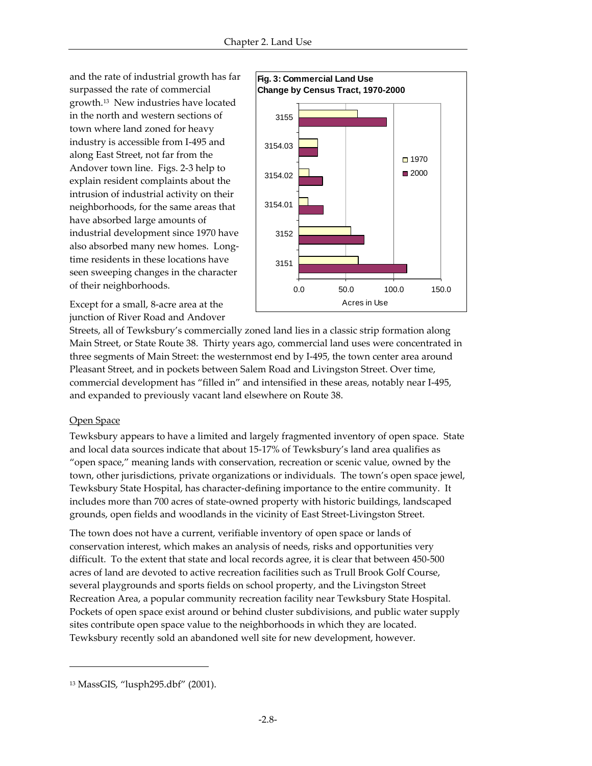and the rate of industrial growth has far surpassed the rate of commercial growth.[13] New industries have located in the north and western sections of town where land zoned for heavy industry is accessible from I-495 and along East Street, not far from the Andover town line. Figs. 2-3 help to explain resident complaints about the intrusion of industrial activity on their neighborhoods, for the same areas that have absorbed large amounts of industrial development since 1970 have also absorbed many new homes. Long-time residents in these locations have seen sweeping changes in the character of their neighborhoods.

**Fig. 3: Commercial Land Use Change by Census Tract, 1970-2000**

Except for a small, 8-acre area at the junction of River Road and Andover Streets, all of Tewksbury's commercially zoned land lies in a classic strip formation along Main Street, or State Route 38. Thirty years ago, commercial land uses were concentrated in three segments of Main Street: the westernmost end by I-495, the town center area around Pleasant Street, and in pockets between Salem Road and Livingston Street. Over time, commercial development has "filled in" and intensified in these areas, notably near I-495, and expanded to previously vacant land elsewhere on Route 38.

## Open Space

Tewksbury appears to have a limited and largely fragmented inventory of open space. State and local data sources indicate that about 15-17% of Tewksbury's land area qualifies as "open space," meaning lands with conservation, recreation or scenic value, owned by the town, other jurisdictions, private organizations or individuals. The town's open space jewel, Tewksbury State Hospital, has character-defining importance to the entire community. It includes more than 700 acres of state-owned property with historic buildings, landscaped grounds, open fields and woodlands in the vicinity of East Street-Livingston Street.

The town does not have a current, verifiable inventory of open space or lands of conservation interest, which makes an analysis of needs, risks and opportunities very difficult. To the extent that state and local records agree, it is clear that between 450-500 acres of land are devoted to active recreation facilities such as Trull Brook Golf Course, several playgrounds and sports fields on school property, and the Livingston Street Recreation Area, a popular community recreation facility near Tewksbury State Hospital. Pockets of open space exist around or behind cluster subdivisions, and public water supply sites contribute open space value to the neighborhoods in which they are located. Tewksbury recently sold an abandoned well site for new development, however.

---

[13] MassGIS, "lusph295.dbf" (2001).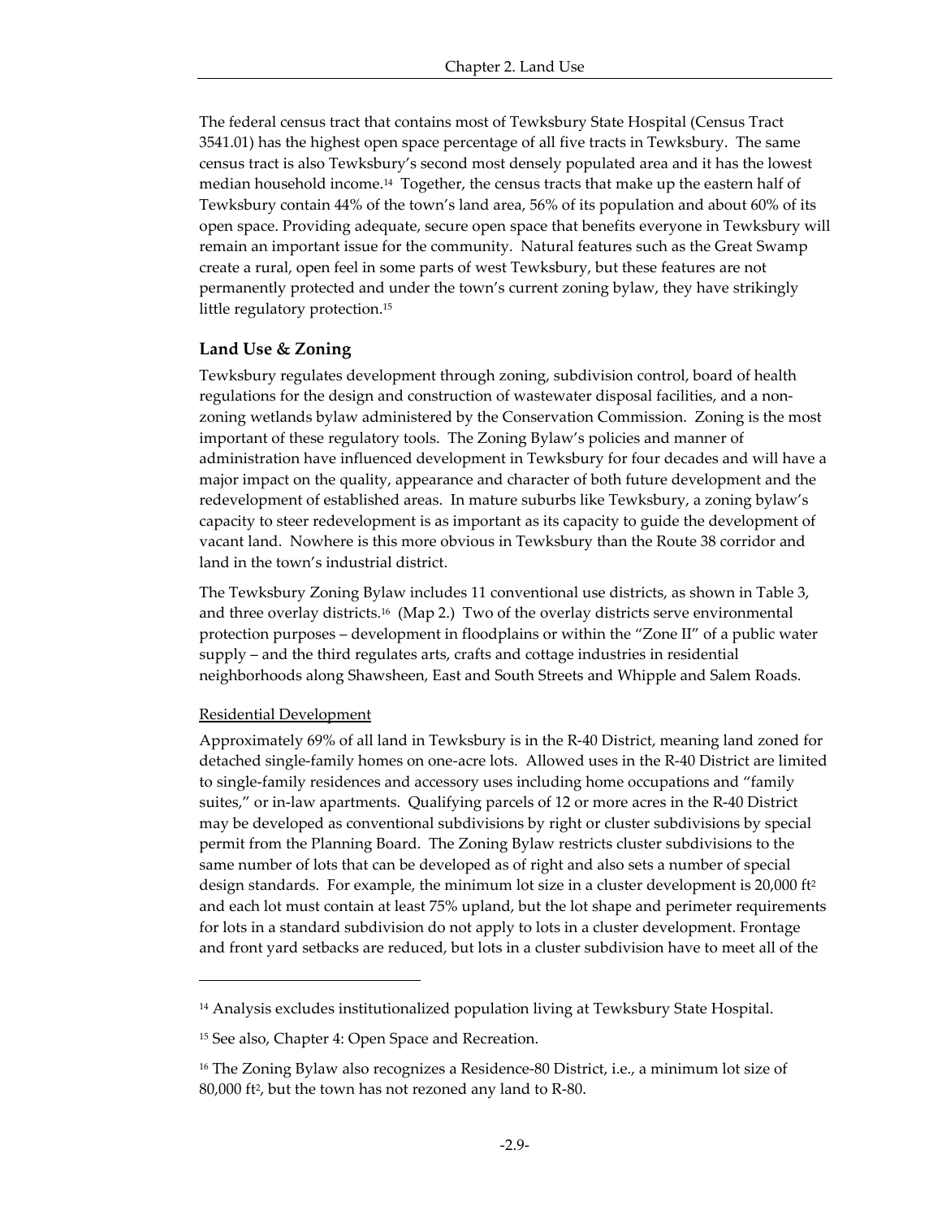The federal census tract that contains most of Tewksbury State Hospital (Census Tract 3541.01) has the highest open space percentage of all five tracts in Tewksbury. The same census tract is also Tewksbury's second most densely populated area and it has the lowest median household income.[14] Together, the census tracts that make up the eastern half of Tewksbury contain 44% of the town's land area, 56% of its population and about 60% of its open space. Providing adequate, secure open space that benefits everyone in Tewksbury will remain an important issue for the community. Natural features such as the Great Swamp create a rural, open feel in some parts of west Tewksbury, but these features are not permanently protected and under the town's current zoning bylaw, they have strikingly little regulatory protection.[15]

## Land Use & Zoning

Tewksbury regulates development through zoning, subdivision control, board of health regulations for the design and construction of wastewater disposal facilities, and a non-zoning wetlands bylaw administered by the Conservation Commission. Zoning is the most important of these regulatory tools. The Zoning Bylaw's policies and manner of administration have influenced development in Tewksbury for four decades and will have a major impact on the quality, appearance and character of both future development and the redevelopment of established areas. In mature suburbs like Tewksbury, a zoning bylaw's capacity to steer redevelopment is as important as its capacity to guide the development of vacant land. Nowhere is this more obvious in Tewksbury than the Route 38 corridor and land in the town's industrial district.

The Tewksbury Zoning Bylaw includes 11 conventional use districts, as shown in Table 3, and three overlay districts.[16] (Map 2.) Two of the overlay districts serve environmental protection purposes – development in floodplains or within the "Zone II" of a public water supply – and the third regulates arts, crafts and cottage industries in residential neighborhoods along Shawsheen, East and South Streets and Whipple and Salem Roads.

### Residential Development

Approximately 69% of all land in Tewksbury is in the R-40 District, meaning land zoned for detached single-family homes on one-acre lots. Allowed uses in the R-40 District are limited to single-family residences and accessory uses including home occupations and "family suites," or in-law apartments. Qualifying parcels of 12 or more acres in the R-40 District may be developed as conventional subdivisions by right or cluster subdivisions by special permit from the Planning Board. The Zoning Bylaw restricts cluster subdivisions to the same number of lots that can be developed as of right and also sets a number of special design standards. For example, the minimum lot size in a cluster development is 20,000 ft$^2$ and each lot must contain at least 75% upland, but the lot shape and perimeter requirements for lots in a standard subdivision do not apply to lots in a cluster development. Frontage and front yard setbacks are reduced, but lots in a cluster subdivision have to meet all of the

---

[14] Analysis excludes institutionalized population living at Tewksbury State Hospital.

[15] See also, Chapter 4: Open Space and Recreation.

[16] The Zoning Bylaw also recognizes a Residence-80 District, i.e., a minimum lot size of 80,000 ft$^2$, but the town has not rezoned any land to R-80.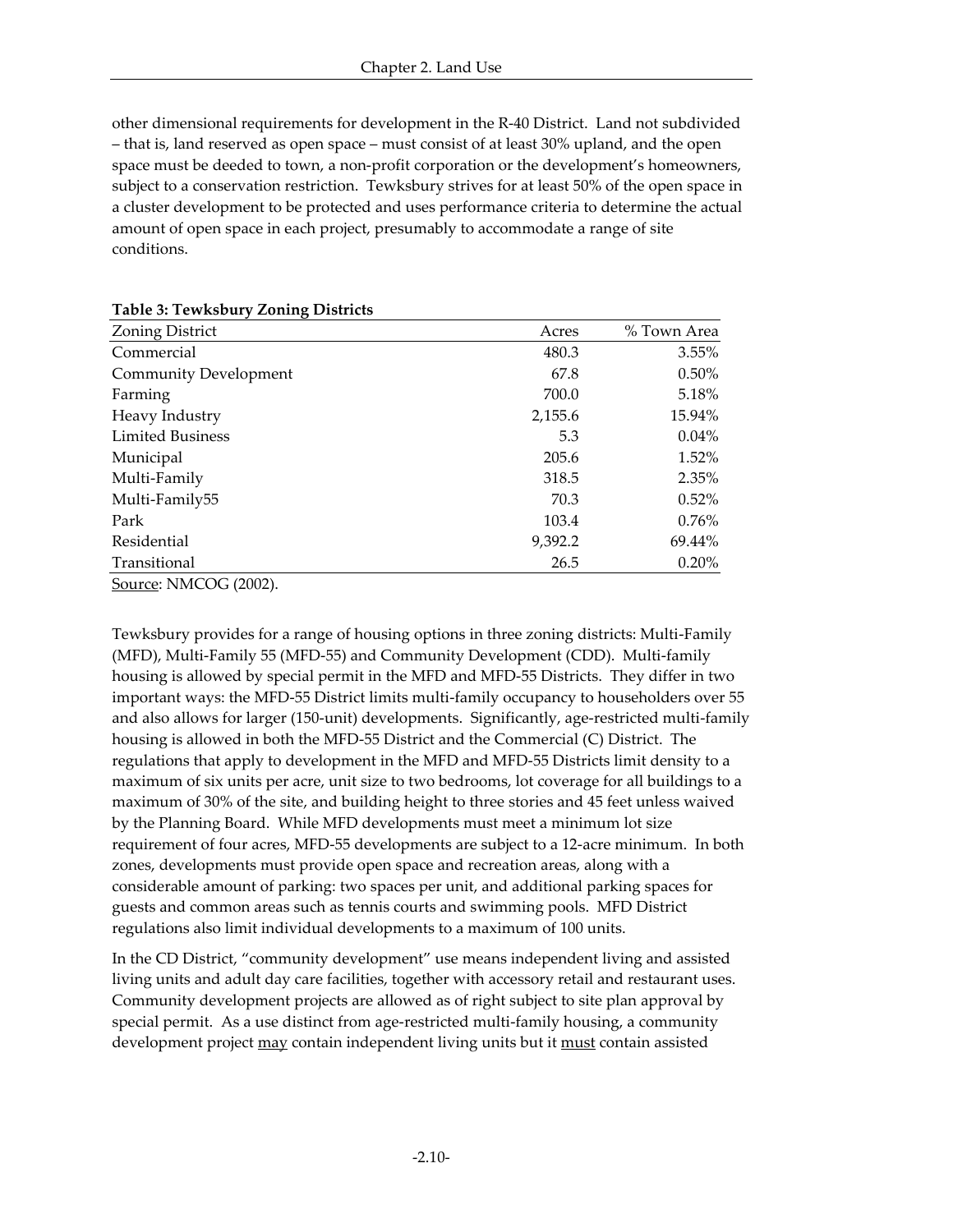other dimensional requirements for development in the R-40 District. Land not subdivided – that is, land reserved as open space – must consist of at least 30% upland, and the open space must be deeded to town, a non-profit corporation or the development's homeowners, subject to a conservation restriction. Tewksbury strives for at least 50% of the open space in a cluster development to be protected and uses performance criteria to determine the actual amount of open space in each project, presumably to accommodate a range of site conditions.

**Table 3: Tewksbury Zoning Districts**

| Zoning District | Acres | % Town Area |
|---|---|---|
| Commercial | 480.3 | 3.55% |
| Community Development | 67.8 | 0.50% |
| Farming | 700.0 | 5.18% |
| Heavy Industry | 2,155.6 | 15.94% |
| Limited Business | 5.3 | 0.04% |
| Municipal | 205.6 | 1.52% |
| Multi-Family | 318.5 | 2.35% |
| Multi-Family55 | 70.3 | 0.52% |
| Park | 103.4 | 0.76% |
| Residential | 9,392.2 | 69.44% |
| Transitional | 26.5 | 0.20% |

Source: NMCOG (2002).

Tewksbury provides for a range of housing options in three zoning districts: Multi-Family (MFD), Multi-Family 55 (MFD-55) and Community Development (CDD). Multi-family housing is allowed by special permit in the MFD and MFD-55 Districts. They differ in two important ways: the MFD-55 District limits multi-family occupancy to householders over 55 and also allows for larger (150-unit) developments. Significantly, age-restricted multi-family housing is allowed in both the MFD-55 District and the Commercial (C) District. The regulations that apply to development in the MFD and MFD-55 Districts limit density to a maximum of six units per acre, unit size to two bedrooms, lot coverage for all buildings to a maximum of 30% of the site, and building height to three stories and 45 feet unless waived by the Planning Board. While MFD developments must meet a minimum lot size requirement of four acres, MFD-55 developments are subject to a 12-acre minimum. In both zones, developments must provide open space and recreation areas, along with a considerable amount of parking: two spaces per unit, and additional parking spaces for guests and common areas such as tennis courts and swimming pools. MFD District regulations also limit individual developments to a maximum of 100 units.

In the CD District, "community development" use means independent living and assisted living units and adult day care facilities, together with accessory retail and restaurant uses. Community development projects are allowed as of right subject to site plan approval by special permit. As a use distinct from age-restricted multi-family housing, a community development project may contain independent living units but it must contain assisted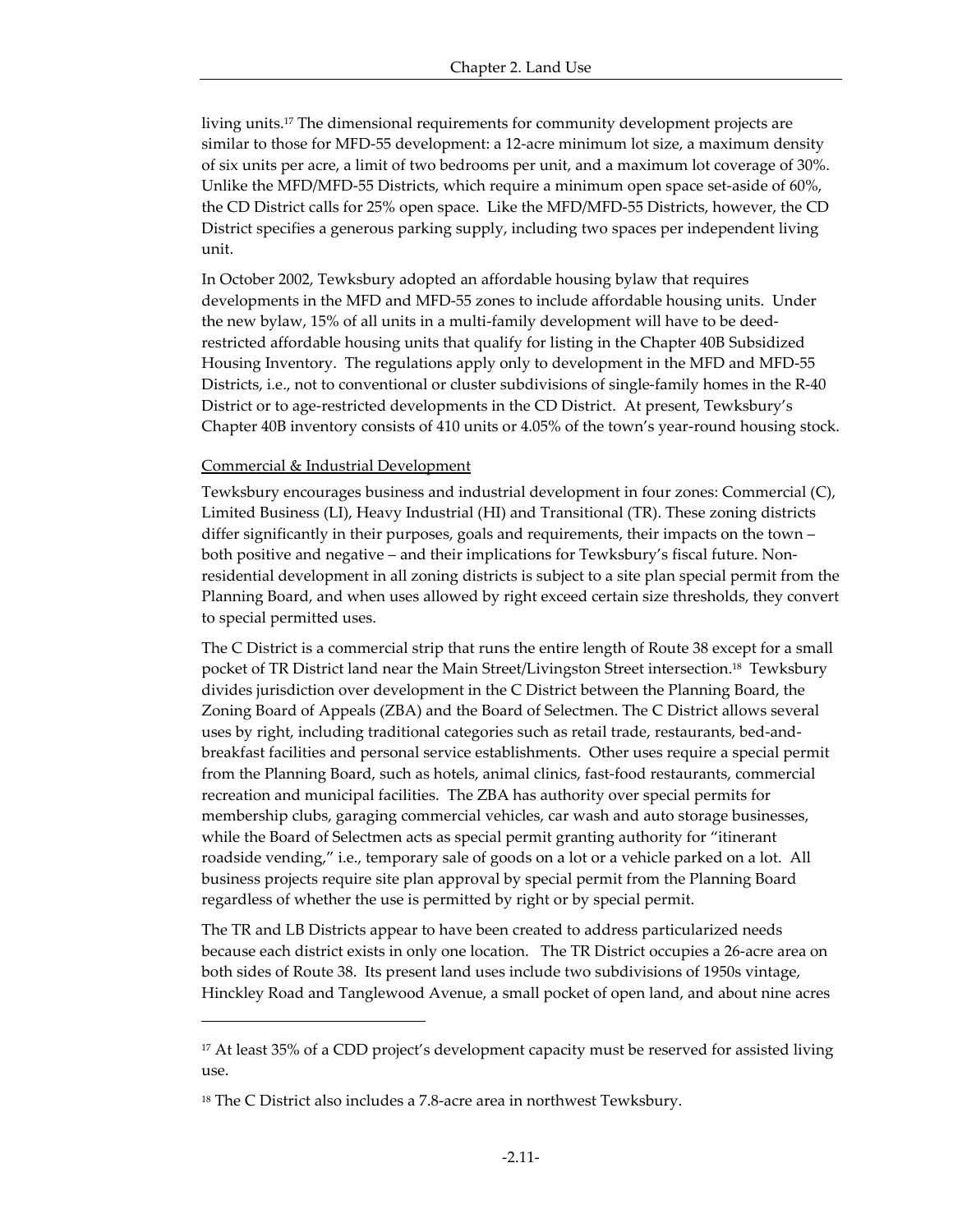living units.[17] The dimensional requirements for community development projects are similar to those for MFD-55 development: a 12-acre minimum lot size, a maximum density of six units per acre, a limit of two bedrooms per unit, and a maximum lot coverage of 30%. Unlike the MFD/MFD-55 Districts, which require a minimum open space set-aside of 60%, the CD District calls for 25% open space. Like the MFD/MFD-55 Districts, however, the CD District specifies a generous parking supply, including two spaces per independent living unit.

In October 2002, Tewksbury adopted an affordable housing bylaw that requires developments in the MFD and MFD-55 zones to include affordable housing units. Under the new bylaw, 15% of all units in a multi-family development will have to be deed-restricted affordable housing units that qualify for listing in the Chapter 40B Subsidized Housing Inventory. The regulations apply only to development in the MFD and MFD-55 Districts, i.e., not to conventional or cluster subdivisions of single-family homes in the R-40 District or to age-restricted developments in the CD District. At present, Tewksbury's Chapter 40B inventory consists of 410 units or 4.05% of the town's year-round housing stock.

Commercial & Industrial Development

Tewksbury encourages business and industrial development in four zones: Commercial (C), Limited Business (LI), Heavy Industrial (HI) and Transitional (TR). These zoning districts differ significantly in their purposes, goals and requirements, their impacts on the town – both positive and negative – and their implications for Tewksbury's fiscal future. Non-residential development in all zoning districts is subject to a site plan special permit from the Planning Board, and when uses allowed by right exceed certain size thresholds, they convert to special permitted uses.

The C District is a commercial strip that runs the entire length of Route 38 except for a small pocket of TR District land near the Main Street/Livingston Street intersection.[18] Tewksbury divides jurisdiction over development in the C District between the Planning Board, the Zoning Board of Appeals (ZBA) and the Board of Selectmen. The C District allows several uses by right, including traditional categories such as retail trade, restaurants, bed-and-breakfast facilities and personal service establishments. Other uses require a special permit from the Planning Board, such as hotels, animal clinics, fast-food restaurants, commercial recreation and municipal facilities. The ZBA has authority over special permits for membership clubs, garaging commercial vehicles, car wash and auto storage businesses, while the Board of Selectmen acts as special permit granting authority for "itinerant roadside vending," i.e., temporary sale of goods on a lot or a vehicle parked on a lot. All business projects require site plan approval by special permit from the Planning Board regardless of whether the use is permitted by right or by special permit.

The TR and LB Districts appear to have been created to address particularized needs because each district exists in only one location. The TR District occupies a 26-acre area on both sides of Route 38. Its present land uses include two subdivisions of 1950s vintage, Hinckley Road and Tanglewood Avenue, a small pocket of open land, and about nine acres

---

[17] At least 35% of a CDD project's development capacity must be reserved for assisted living use.

[18] The C District also includes a 7.8-acre area in northwest Tewksbury.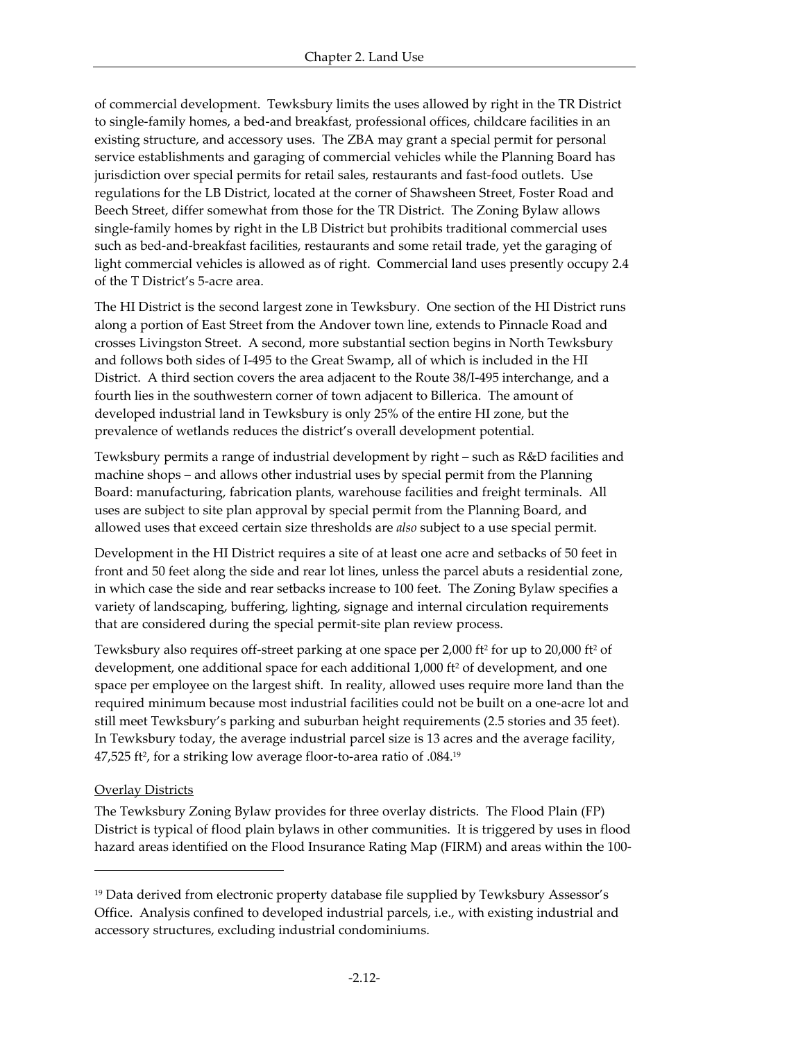of commercial development. Tewksbury limits the uses allowed by right in the TR District to single-family homes, a bed-and breakfast, professional offices, childcare facilities in an existing structure, and accessory uses. The ZBA may grant a special permit for personal service establishments and garaging of commercial vehicles while the Planning Board has jurisdiction over special permits for retail sales, restaurants and fast-food outlets. Use regulations for the LB District, located at the corner of Shawsheen Street, Foster Road and Beech Street, differ somewhat from those for the TR District. The Zoning Bylaw allows single-family homes by right in the LB District but prohibits traditional commercial uses such as bed-and-breakfast facilities, restaurants and some retail trade, yet the garaging of light commercial vehicles is allowed as of right. Commercial land uses presently occupy 2.4 of the T District's 5-acre area.

The HI District is the second largest zone in Tewksbury. One section of the HI District runs along a portion of East Street from the Andover town line, extends to Pinnacle Road and crosses Livingston Street. A second, more substantial section begins in North Tewksbury and follows both sides of I-495 to the Great Swamp, all of which is included in the HI District. A third section covers the area adjacent to the Route 38/I-495 interchange, and a fourth lies in the southwestern corner of town adjacent to Billerica. The amount of developed industrial land in Tewksbury is only 25% of the entire HI zone, but the prevalence of wetlands reduces the district's overall development potential.

Tewksbury permits a range of industrial development by right – such as R&D facilities and machine shops – and allows other industrial uses by special permit from the Planning Board: manufacturing, fabrication plants, warehouse facilities and freight terminals. All uses are subject to site plan approval by special permit from the Planning Board, and allowed uses that exceed certain size thresholds are *also* subject to a use special permit.

Development in the HI District requires a site of at least one acre and setbacks of 50 feet in front and 50 feet along the side and rear lot lines, unless the parcel abuts a residential zone, in which case the side and rear setbacks increase to 100 feet. The Zoning Bylaw specifies a variety of landscaping, buffering, lighting, signage and internal circulation requirements that are considered during the special permit-site plan review process.

Tewksbury also requires off-street parking at one space per 2,000 ft$^2$ for up to 20,000 ft$^2$ of development, one additional space for each additional 1,000 ft$^2$ of development, and one space per employee on the largest shift. In reality, allowed uses require more land than the required minimum because most industrial facilities could not be built on a one-acre lot and still meet Tewksbury's parking and suburban height requirements (2.5 stories and 35 feet). In Tewksbury today, the average industrial parcel size is 13 acres and the average facility, 47,525 ft$^2$, for a striking low average floor-to-area ratio of .084.[19]

<u>Overlay Districts</u>

The Tewksbury Zoning Bylaw provides for three overlay districts. The Flood Plain (FP) District is typical of flood plain bylaws in other communities. It is triggered by uses in flood hazard areas identified on the Flood Insurance Rating Map (FIRM) and areas within the 100-

---

[19] Data derived from electronic property database file supplied by Tewksbury Assessor's Office. Analysis confined to developed industrial parcels, i.e., with existing industrial and accessory structures, excluding industrial condominiums.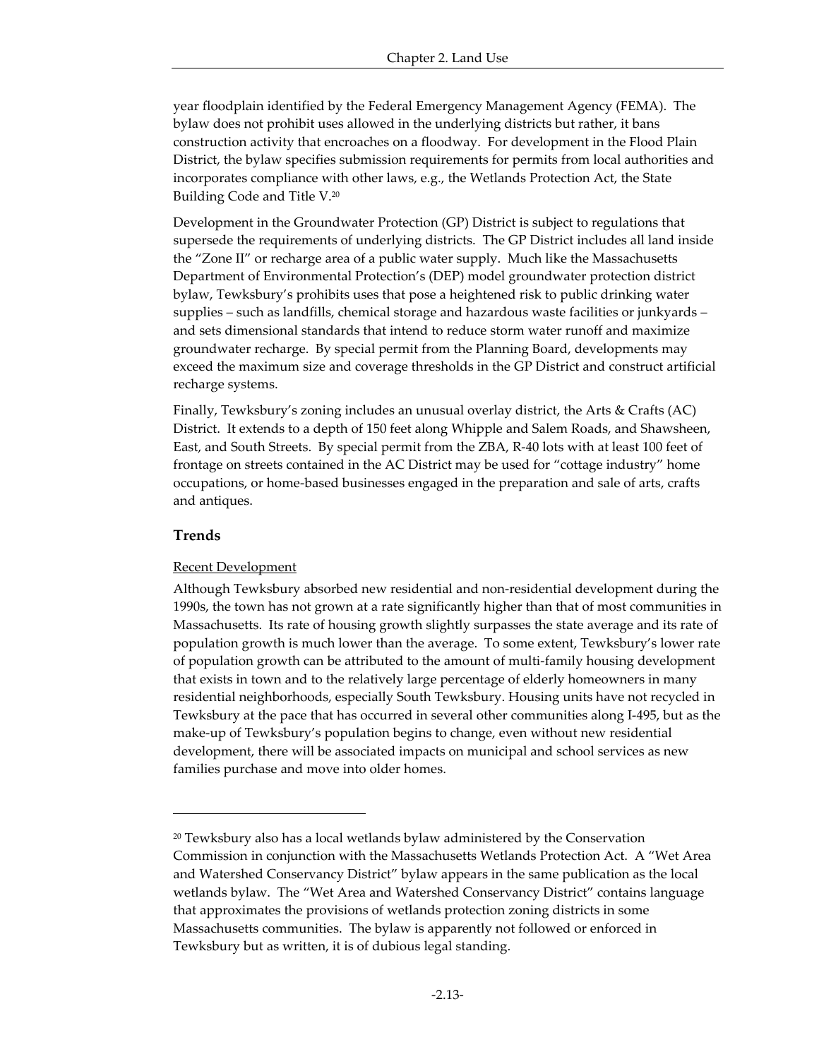year floodplain identified by the Federal Emergency Management Agency (FEMA). The bylaw does not prohibit uses allowed in the underlying districts but rather, it bans construction activity that encroaches on a floodway. For development in the Flood Plain District, the bylaw specifies submission requirements for permits from local authorities and incorporates compliance with other laws, e.g., the Wetlands Protection Act, the State Building Code and Title V.[20]

Development in the Groundwater Protection (GP) District is subject to regulations that supersede the requirements of underlying districts. The GP District includes all land inside the "Zone II" or recharge area of a public water supply. Much like the Massachusetts Department of Environmental Protection's (DEP) model groundwater protection district bylaw, Tewksbury's prohibits uses that pose a heightened risk to public drinking water supplies – such as landfills, chemical storage and hazardous waste facilities or junkyards – and sets dimensional standards that intend to reduce storm water runoff and maximize groundwater recharge. By special permit from the Planning Board, developments may exceed the maximum size and coverage thresholds in the GP District and construct artificial recharge systems.

Finally, Tewksbury's zoning includes an unusual overlay district, the Arts & Crafts (AC) District. It extends to a depth of 150 feet along Whipple and Salem Roads, and Shawsheen, East, and South Streets. By special permit from the ZBA, R-40 lots with at least 100 feet of frontage on streets contained in the AC District may be used for "cottage industry" home occupations, or home-based businesses engaged in the preparation and sale of arts, crafts and antiques.

### Trends

Recent Development

Although Tewksbury absorbed new residential and non-residential development during the 1990s, the town has not grown at a rate significantly higher than that of most communities in Massachusetts. Its rate of housing growth slightly surpasses the state average and its rate of population growth is much lower than the average. To some extent, Tewksbury's lower rate of population growth can be attributed to the amount of multi-family housing development that exists in town and to the relatively large percentage of elderly homeowners in many residential neighborhoods, especially South Tewksbury. Housing units have not recycled in Tewksbury at the pace that has occurred in several other communities along I-495, but as the make-up of Tewksbury's population begins to change, even without new residential development, there will be associated impacts on municipal and school services as new families purchase and move into older homes.

---

[20] Tewksbury also has a local wetlands bylaw administered by the Conservation Commission in conjunction with the Massachusetts Wetlands Protection Act. A "Wet Area and Watershed Conservancy District" bylaw appears in the same publication as the local wetlands bylaw. The "Wet Area and Watershed Conservancy District" contains language that approximates the provisions of wetlands protection zoning districts in some Massachusetts communities. The bylaw is apparently not followed or enforced in Tewksbury but as written, it is of dubious legal standing.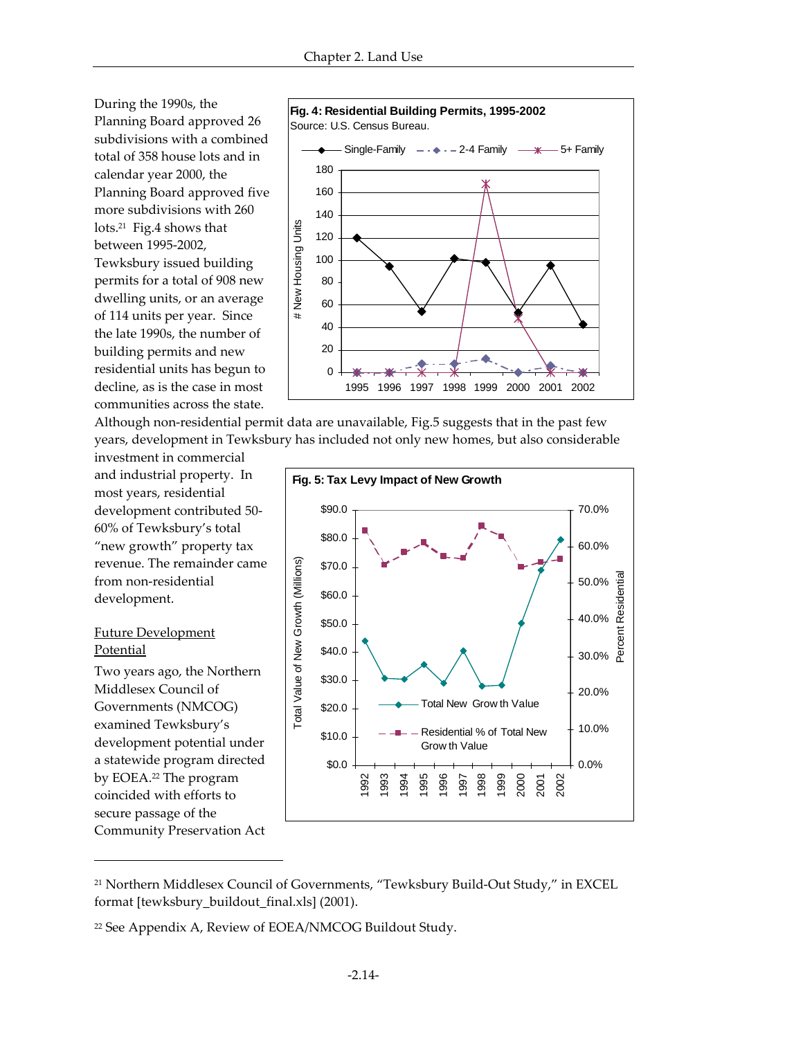During the 1990s, the Planning Board approved 26 subdivisions with a combined total of 358 house lots and in calendar year 2000, the Planning Board approved five more subdivisions with 260 lots.[21] Fig.4 shows that between 1995-2002, Tewksbury issued building permits for a total of 908 new dwelling units, or an average of 114 units per year. Since the late 1990s, the number of building permits and new residential units has begun to decline, as is the case in most communities across the state.

**Fig. 4: Residential Building Permits, 1995-2002**
Source: U.S. Census Bureau.

Although non-residential permit data are unavailable, Fig.5 suggests that in the past few years, development in Tewksbury has included not only new homes, but also considerable investment in commercial and industrial property. In most years, residential development contributed 50-60% of Tewksbury's total "new growth" property tax revenue. The remainder came from non-residential development.

**Fig. 5: Tax Levy Impact of New Growth**

<u>Future Development Potential</u>

Two years ago, the Northern Middlesex Council of Governments (NMCOG) examined Tewksbury's development potential under a statewide program directed by EOEA.[22] The program coincided with efforts to secure passage of the Community Preservation Act

---

[21] Northern Middlesex Council of Governments, "Tewksbury Build-Out Study," in EXCEL format [tewksbury_buildout_final.xls] (2001).

[22] See Appendix A, Review of EOEA/NMCOG Buildout Study.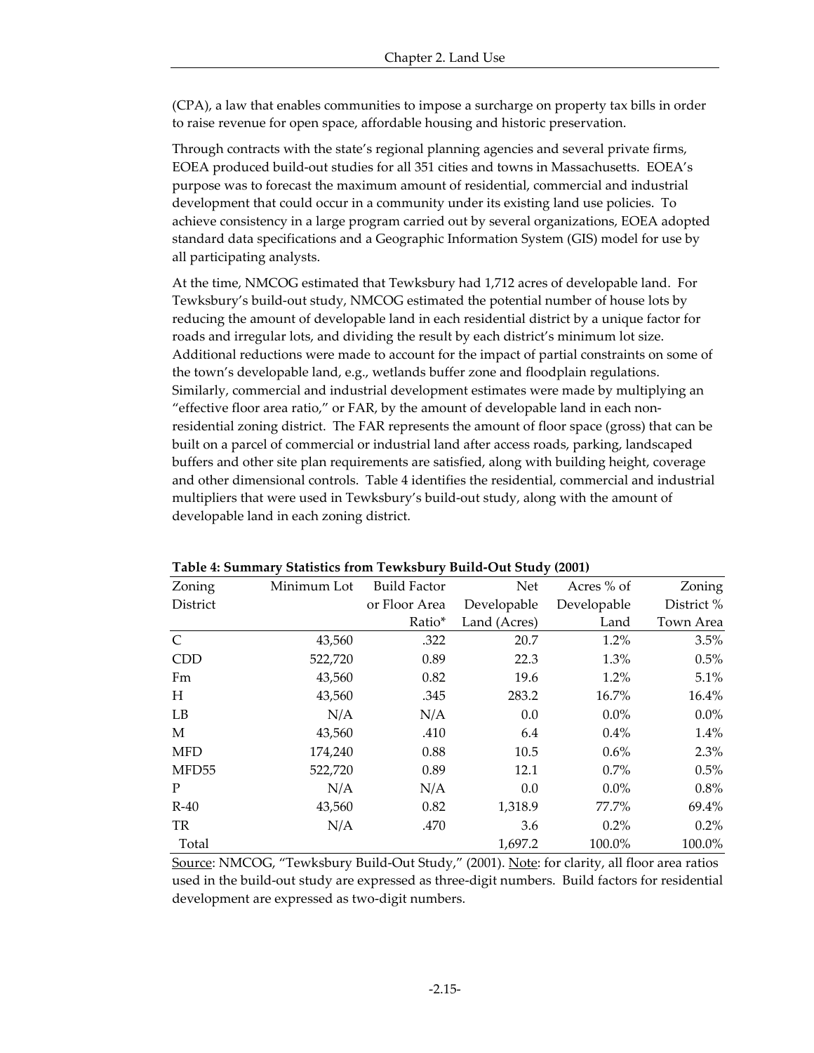(CPA), a law that enables communities to impose a surcharge on property tax bills in order to raise revenue for open space, affordable housing and historic preservation.

Through contracts with the state's regional planning agencies and several private firms, EOEA produced build-out studies for all 351 cities and towns in Massachusetts. EOEA's purpose was to forecast the maximum amount of residential, commercial and industrial development that could occur in a community under its existing land use policies. To achieve consistency in a large program carried out by several organizations, EOEA adopted standard data specifications and a Geographic Information System (GIS) model for use by all participating analysts.

At the time, NMCOG estimated that Tewksbury had 1,712 acres of developable land. For Tewksbury's build-out study, NMCOG estimated the potential number of house lots by reducing the amount of developable land in each residential district by a unique factor for roads and irregular lots, and dividing the result by each district's minimum lot size. Additional reductions were made to account for the impact of partial constraints on some of the town's developable land, e.g., wetlands buffer zone and floodplain regulations. Similarly, commercial and industrial development estimates were made by multiplying an "effective floor area ratio," or FAR, by the amount of developable land in each non-residential zoning district. The FAR represents the amount of floor space (gross) that can be built on a parcel of commercial or industrial land after access roads, parking, landscaped buffers and other site plan requirements are satisfied, along with building height, coverage and other dimensional controls. Table 4 identifies the residential, commercial and industrial multipliers that were used in Tewksbury's build-out study, along with the amount of developable land in each zoning district.

**Table 4: Summary Statistics from Tewksbury Build-Out Study (2001)**

| Zoning District | Minimum Lot | Build Factor or Floor Area Ratio* | Net Developable Land (Acres) | Acres % of Developable Land | Zoning District % Town Area |
|---|---|---|---|---|---|
| C | 43,560 | .322 | 20.7 | 1.2% | 3.5% |
| CDD | 522,720 | 0.89 | 22.3 | 1.3% | 0.5% |
| Fm | 43,560 | 0.82 | 19.6 | 1.2% | 5.1% |
| H | 43,560 | .345 | 283.2 | 16.7% | 16.4% |
| LB | N/A | N/A | 0.0 | 0.0% | 0.0% |
| M | 43,560 | .410 | 6.4 | 0.4% | 1.4% |
| MFD | 174,240 | 0.88 | 10.5 | 0.6% | 2.3% |
| MFD55 | 522,720 | 0.89 | 12.1 | 0.7% | 0.5% |
| P | N/A | N/A | 0.0 | 0.0% | 0.8% |
| R-40 | 43,560 | 0.82 | 1,318.9 | 77.7% | 69.4% |
| TR | N/A | .470 | 3.6 | 0.2% | 0.2% |
| Total | | | 1,697.2 | 100.0% | 100.0% |

Source: NMCOG, "Tewksbury Build-Out Study," (2001). Note: for clarity, all floor area ratios used in the build-out study are expressed as three-digit numbers. Build factors for residential development are expressed as two-digit numbers.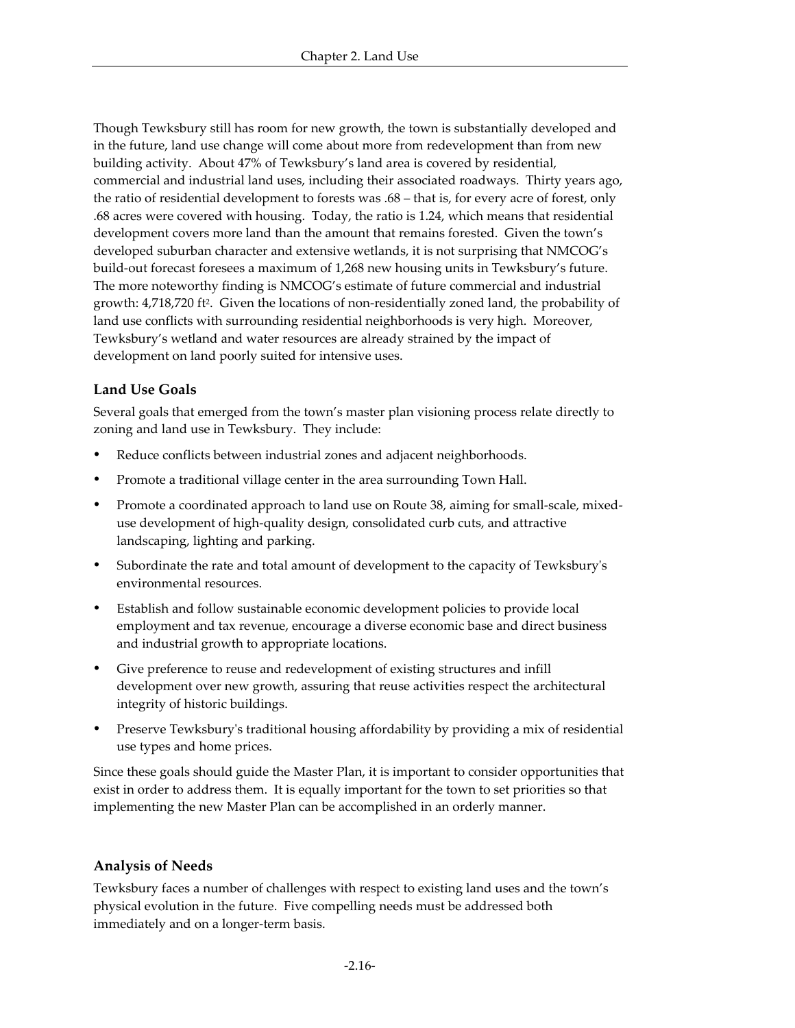Though Tewksbury still has room for new growth, the town is substantially developed and in the future, land use change will come about more from redevelopment than from new building activity. About 47% of Tewksbury's land area is covered by residential, commercial and industrial land uses, including their associated roadways. Thirty years ago, the ratio of residential development to forests was .68 – that is, for every acre of forest, only .68 acres were covered with housing. Today, the ratio is 1.24, which means that residential development covers more land than the amount that remains forested. Given the town's developed suburban character and extensive wetlands, it is not surprising that NMCOG's build-out forecast foresees a maximum of 1,268 new housing units in Tewksbury's future. The more noteworthy finding is NMCOG's estimate of future commercial and industrial growth: 4,718,720 ft$^2$. Given the locations of non-residentially zoned land, the probability of land use conflicts with surrounding residential neighborhoods is very high. Moreover, Tewksbury's wetland and water resources are already strained by the impact of development on land poorly suited for intensive uses.

### Land Use Goals

Several goals that emerged from the town's master plan visioning process relate directly to zoning and land use in Tewksbury. They include:

- Reduce conflicts between industrial zones and adjacent neighborhoods.
- Promote a traditional village center in the area surrounding Town Hall.
- Promote a coordinated approach to land use on Route 38, aiming for small-scale, mixed-use development of high-quality design, consolidated curb cuts, and attractive landscaping, lighting and parking.
- Subordinate the rate and total amount of development to the capacity of Tewksbury's environmental resources.
- Establish and follow sustainable economic development policies to provide local employment and tax revenue, encourage a diverse economic base and direct business and industrial growth to appropriate locations.
- Give preference to reuse and redevelopment of existing structures and infill development over new growth, assuring that reuse activities respect the architectural integrity of historic buildings.
- Preserve Tewksbury's traditional housing affordability by providing a mix of residential use types and home prices.

Since these goals should guide the Master Plan, it is important to consider opportunities that exist in order to address them. It is equally important for the town to set priorities so that implementing the new Master Plan can be accomplished in an orderly manner.

### Analysis of Needs

Tewksbury faces a number of challenges with respect to existing land uses and the town's physical evolution in the future. Five compelling needs must be addressed both immediately and on a longer-term basis.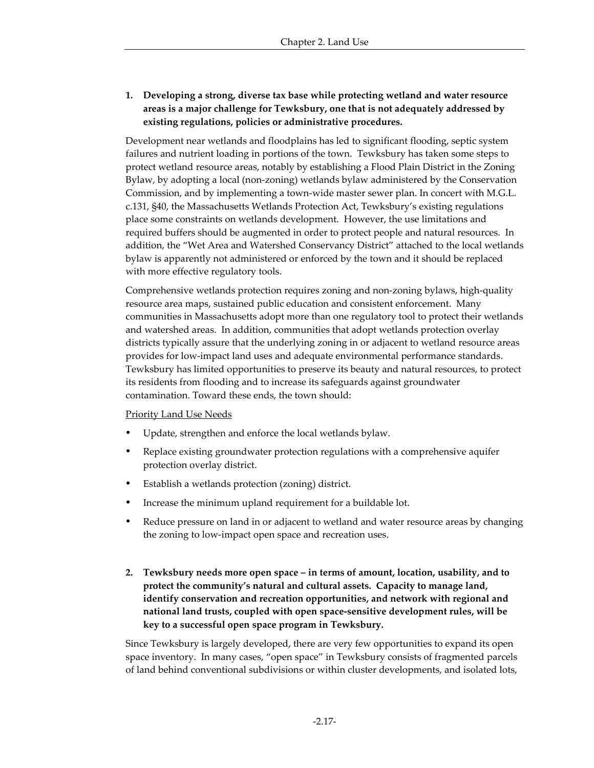1. **Developing a strong, diverse tax base while protecting wetland and water resource areas is a major challenge for Tewksbury, one that is not adequately addressed by existing regulations, policies or administrative procedures.**

Development near wetlands and floodplains has led to significant flooding, septic system failures and nutrient loading in portions of the town. Tewksbury has taken some steps to protect wetland resource areas, notably by establishing a Flood Plain District in the Zoning Bylaw, by adopting a local (non-zoning) wetlands bylaw administered by the Conservation Commission, and by implementing a town-wide master sewer plan. In concert with M.G.L. c.131, §40, the Massachusetts Wetlands Protection Act, Tewksbury's existing regulations place some constraints on wetlands development. However, the use limitations and required buffers should be augmented in order to protect people and natural resources. In addition, the "Wet Area and Watershed Conservancy District" attached to the local wetlands bylaw is apparently not administered or enforced by the town and it should be replaced with more effective regulatory tools.

Comprehensive wetlands protection requires zoning and non-zoning bylaws, high-quality resource area maps, sustained public education and consistent enforcement. Many communities in Massachusetts adopt more than one regulatory tool to protect their wetlands and watershed areas. In addition, communities that adopt wetlands protection overlay districts typically assure that the underlying zoning in or adjacent to wetland resource areas provides for low-impact land uses and adequate environmental performance standards. Tewksbury has limited opportunities to preserve its beauty and natural resources, to protect its residents from flooding and to increase its safeguards against groundwater contamination. Toward these ends, the town should:

<u>Priority Land Use Needs</u>

- Update, strengthen and enforce the local wetlands bylaw.
- Replace existing groundwater protection regulations with a comprehensive aquifer protection overlay district.
- Establish a wetlands protection (zoning) district.
- Increase the minimum upland requirement for a buildable lot.
- Reduce pressure on land in or adjacent to wetland and water resource areas by changing the zoning to low-impact open space and recreation uses.

2. **Tewksbury needs more open space – in terms of amount, location, usability, and to protect the community's natural and cultural assets. Capacity to manage land, identify conservation and recreation opportunities, and network with regional and national land trusts, coupled with open space-sensitive development rules, will be key to a successful open space program in Tewksbury.**

Since Tewksbury is largely developed, there are very few opportunities to expand its open space inventory. In many cases, "open space" in Tewksbury consists of fragmented parcels of land behind conventional subdivisions or within cluster developments, and isolated lots,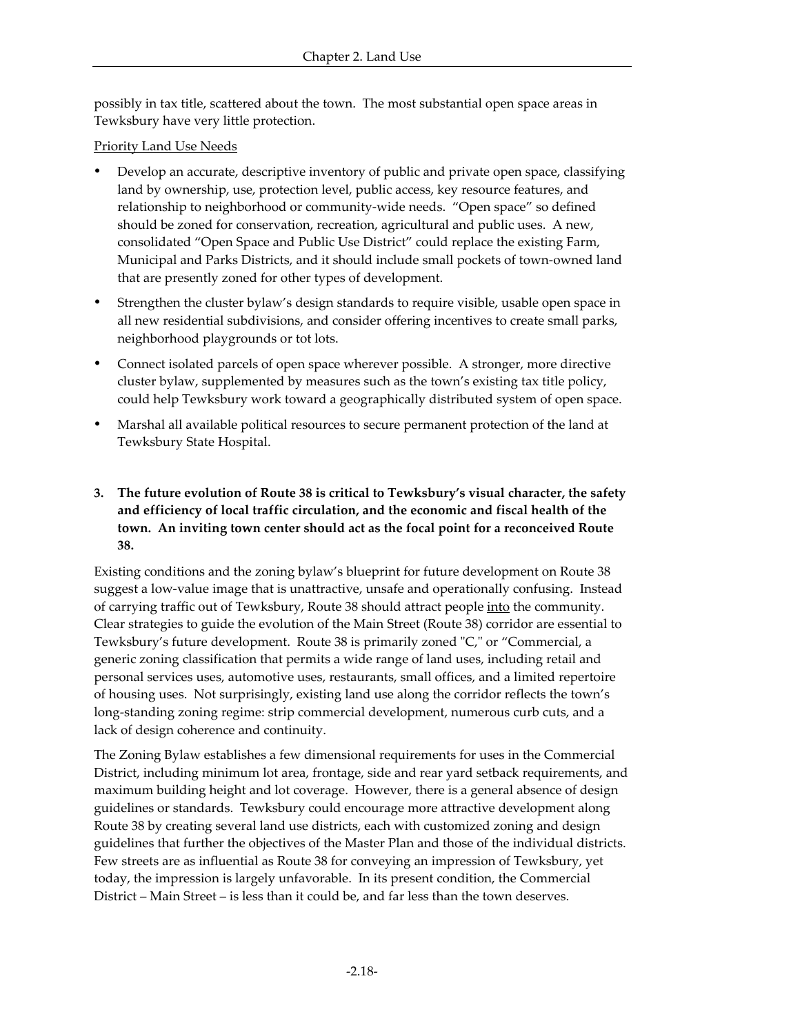possibly in tax title, scattered about the town. The most substantial open space areas in Tewksbury have very little protection.

Priority Land Use Needs

- Develop an accurate, descriptive inventory of public and private open space, classifying land by ownership, use, protection level, public access, key resource features, and relationship to neighborhood or community-wide needs. "Open space" so defined should be zoned for conservation, recreation, agricultural and public uses. A new, consolidated "Open Space and Public Use District" could replace the existing Farm, Municipal and Parks Districts, and it should include small pockets of town-owned land that are presently zoned for other types of development.
- Strengthen the cluster bylaw's design standards to require visible, usable open space in all new residential subdivisions, and consider offering incentives to create small parks, neighborhood playgrounds or tot lots.
- Connect isolated parcels of open space wherever possible. A stronger, more directive cluster bylaw, supplemented by measures such as the town's existing tax title policy, could help Tewksbury work toward a geographically distributed system of open space.
- Marshal all available political resources to secure permanent protection of the land at Tewksbury State Hospital.

**3. The future evolution of Route 38 is critical to Tewksbury's visual character, the safety and efficiency of local traffic circulation, and the economic and fiscal health of the town. An inviting town center should act as the focal point for a reconceived Route 38.**

Existing conditions and the zoning bylaw's blueprint for future development on Route 38 suggest a low-value image that is unattractive, unsafe and operationally confusing. Instead of carrying traffic out of Tewksbury, Route 38 should attract people into the community. Clear strategies to guide the evolution of the Main Street (Route 38) corridor are essential to Tewksbury's future development. Route 38 is primarily zoned "C," or "Commercial, a generic zoning classification that permits a wide range of land uses, including retail and personal services uses, automotive uses, restaurants, small offices, and a limited repertoire of housing uses. Not surprisingly, existing land use along the corridor reflects the town's long-standing zoning regime: strip commercial development, numerous curb cuts, and a lack of design coherence and continuity.

The Zoning Bylaw establishes a few dimensional requirements for uses in the Commercial District, including minimum lot area, frontage, side and rear yard setback requirements, and maximum building height and lot coverage. However, there is a general absence of design guidelines or standards. Tewksbury could encourage more attractive development along Route 38 by creating several land use districts, each with customized zoning and design guidelines that further the objectives of the Master Plan and those of the individual districts. Few streets are as influential as Route 38 for conveying an impression of Tewksbury, yet today, the impression is largely unfavorable. In its present condition, the Commercial District – Main Street – is less than it could be, and far less than the town deserves.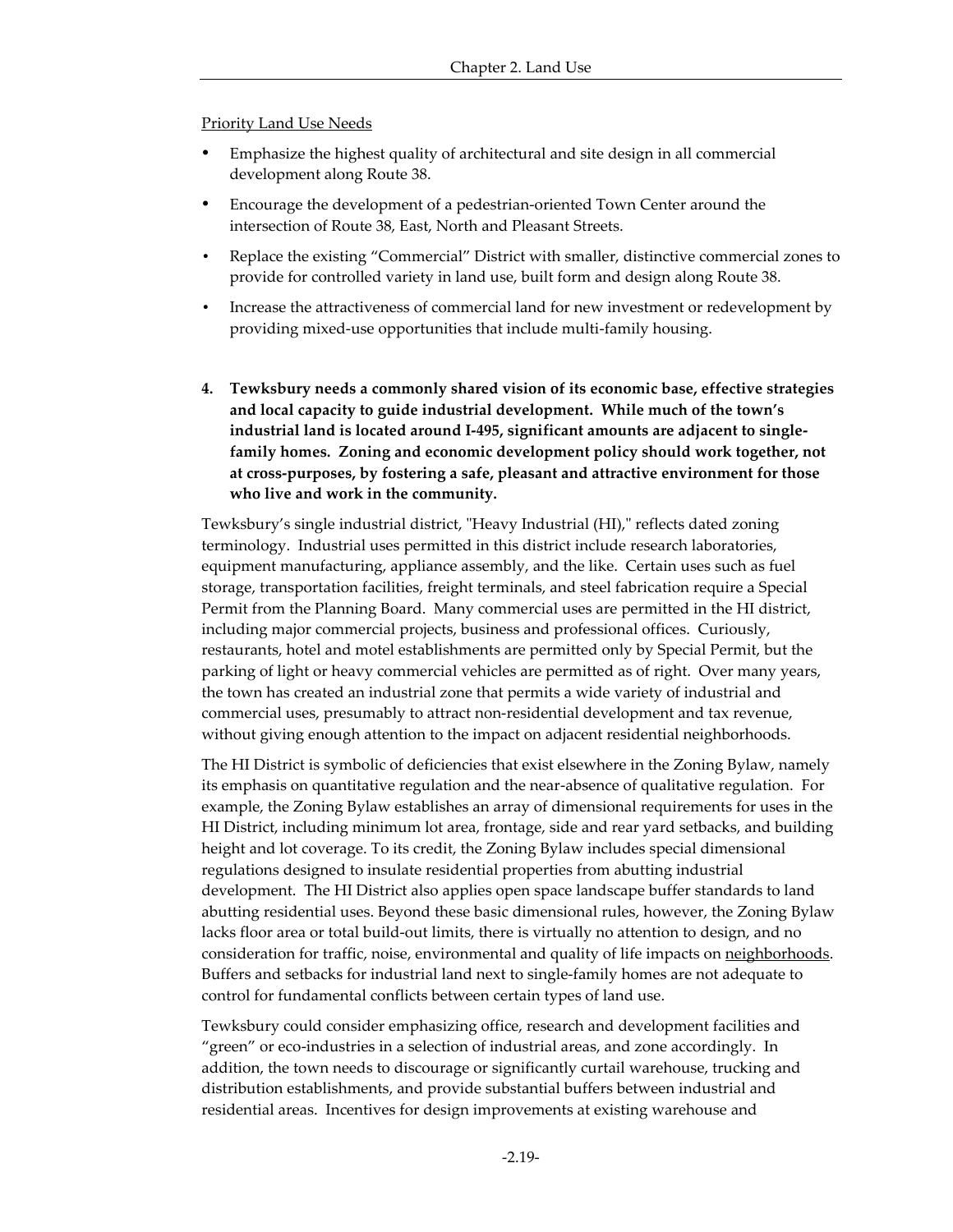Priority Land Use Needs

- Emphasize the highest quality of architectural and site design in all commercial development along Route 38.
- Encourage the development of a pedestrian-oriented Town Center around the intersection of Route 38, East, North and Pleasant Streets.
- Replace the existing "Commercial" District with smaller, distinctive commercial zones to provide for controlled variety in land use, built form and design along Route 38.
- Increase the attractiveness of commercial land for new investment or redevelopment by providing mixed-use opportunities that include multi-family housing.

4. **Tewksbury needs a commonly shared vision of its economic base, effective strategies and local capacity to guide industrial development. While much of the town's industrial land is located around I-495, significant amounts are adjacent to single-family homes. Zoning and economic development policy should work together, not at cross-purposes, by fostering a safe, pleasant and attractive environment for those who live and work in the community.**

Tewksbury's single industrial district, "Heavy Industrial (HI)," reflects dated zoning terminology. Industrial uses permitted in this district include research laboratories, equipment manufacturing, appliance assembly, and the like. Certain uses such as fuel storage, transportation facilities, freight terminals, and steel fabrication require a Special Permit from the Planning Board. Many commercial uses are permitted in the HI district, including major commercial projects, business and professional offices. Curiously, restaurants, hotel and motel establishments are permitted only by Special Permit, but the parking of light or heavy commercial vehicles are permitted as of right. Over many years, the town has created an industrial zone that permits a wide variety of industrial and commercial uses, presumably to attract non-residential development and tax revenue, without giving enough attention to the impact on adjacent residential neighborhoods.

The HI District is symbolic of deficiencies that exist elsewhere in the Zoning Bylaw, namely its emphasis on quantitative regulation and the near-absence of qualitative regulation. For example, the Zoning Bylaw establishes an array of dimensional requirements for uses in the HI District, including minimum lot area, frontage, side and rear yard setbacks, and building height and lot coverage. To its credit, the Zoning Bylaw includes special dimensional regulations designed to insulate residential properties from abutting industrial development. The HI District also applies open space landscape buffer standards to land abutting residential uses. Beyond these basic dimensional rules, however, the Zoning Bylaw lacks floor area or total build-out limits, there is virtually no attention to design, and no consideration for traffic, noise, environmental and quality of life impacts on neighborhoods. Buffers and setbacks for industrial land next to single-family homes are not adequate to control for fundamental conflicts between certain types of land use.

Tewksbury could consider emphasizing office, research and development facilities and "green" or eco-industries in a selection of industrial areas, and zone accordingly. In addition, the town needs to discourage or significantly curtail warehouse, trucking and distribution establishments, and provide substantial buffers between industrial and residential areas. Incentives for design improvements at existing warehouse and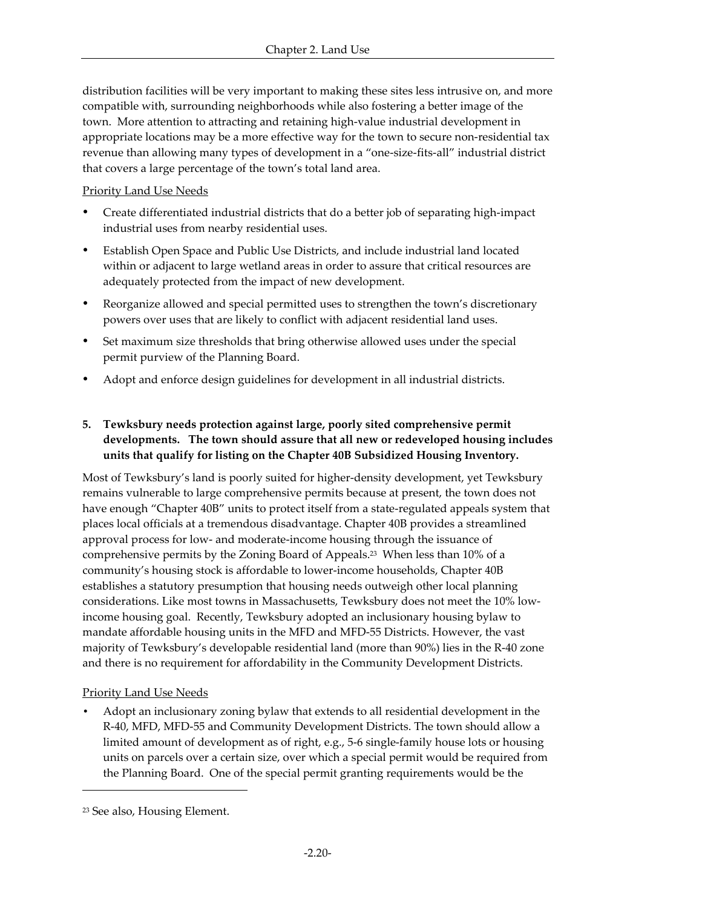distribution facilities will be very important to making these sites less intrusive on, and more compatible with, surrounding neighborhoods while also fostering a better image of the town. More attention to attracting and retaining high-value industrial development in appropriate locations may be a more effective way for the town to secure non-residential tax revenue than allowing many types of development in a "one-size-fits-all" industrial district that covers a large percentage of the town's total land area.

Priority Land Use Needs

- Create differentiated industrial districts that do a better job of separating high-impact industrial uses from nearby residential uses.
- Establish Open Space and Public Use Districts, and include industrial land located within or adjacent to large wetland areas in order to assure that critical resources are adequately protected from the impact of new development.
- Reorganize allowed and special permitted uses to strengthen the town's discretionary powers over uses that are likely to conflict with adjacent residential land uses.
- Set maximum size thresholds that bring otherwise allowed uses under the special permit purview of the Planning Board.
- Adopt and enforce design guidelines for development in all industrial districts.

**5. Tewksbury needs protection against large, poorly sited comprehensive permit developments. The town should assure that all new or redeveloped housing includes units that qualify for listing on the Chapter 40B Subsidized Housing Inventory.**

Most of Tewksbury's land is poorly suited for higher-density development, yet Tewksbury remains vulnerable to large comprehensive permits because at present, the town does not have enough "Chapter 40B" units to protect itself from a state-regulated appeals system that places local officials at a tremendous disadvantage. Chapter 40B provides a streamlined approval process for low- and moderate-income housing through the issuance of comprehensive permits by the Zoning Board of Appeals.[23] When less than 10% of a community's housing stock is affordable to lower-income households, Chapter 40B establishes a statutory presumption that housing needs outweigh other local planning considerations. Like most towns in Massachusetts, Tewksbury does not meet the 10% low-income housing goal. Recently, Tewksbury adopted an inclusionary housing bylaw to mandate affordable housing units in the MFD and MFD-55 Districts. However, the vast majority of Tewksbury's developable residential land (more than 90%) lies in the R-40 zone and there is no requirement for affordability in the Community Development Districts.

Priority Land Use Needs

- Adopt an inclusionary zoning bylaw that extends to all residential development in the R-40, MFD, MFD-55 and Community Development Districts. The town should allow a limited amount of development as of right, e.g., 5-6 single-family house lots or housing units on parcels over a certain size, over which a special permit would be required from the Planning Board. One of the special permit granting requirements would be the

[23] See also, Housing Element.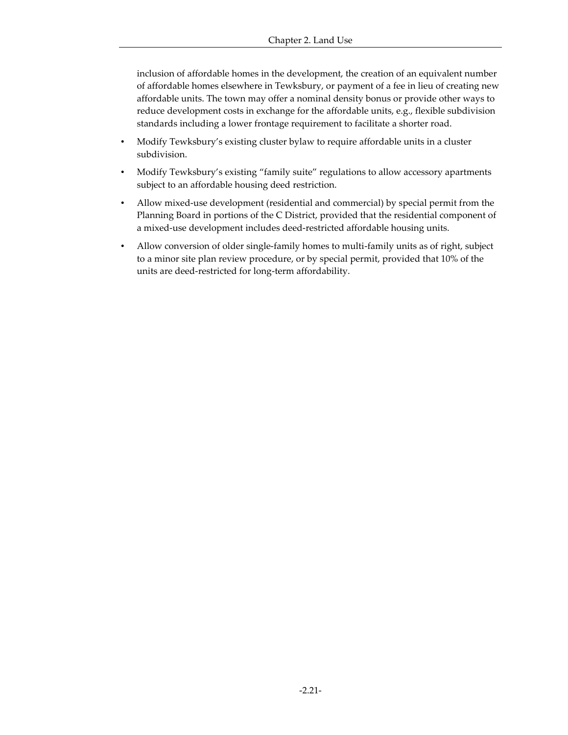inclusion of affordable homes in the development, the creation of an equivalent number of affordable homes elsewhere in Tewksbury, or payment of a fee in lieu of creating new affordable units. The town may offer a nominal density bonus or provide other ways to reduce development costs in exchange for the affordable units, e.g., flexible subdivision standards including a lower frontage requirement to facilitate a shorter road.

- Modify Tewksbury's existing cluster bylaw to require affordable units in a cluster subdivision.
- Modify Tewksbury's existing "family suite" regulations to allow accessory apartments subject to an affordable housing deed restriction.
- Allow mixed-use development (residential and commercial) by special permit from the Planning Board in portions of the C District, provided that the residential component of a mixed-use development includes deed-restricted affordable housing units.
- Allow conversion of older single-family homes to multi-family units as of right, subject to a minor site plan review procedure, or by special permit, provided that 10% of the units are deed-restricted for long-term affordability.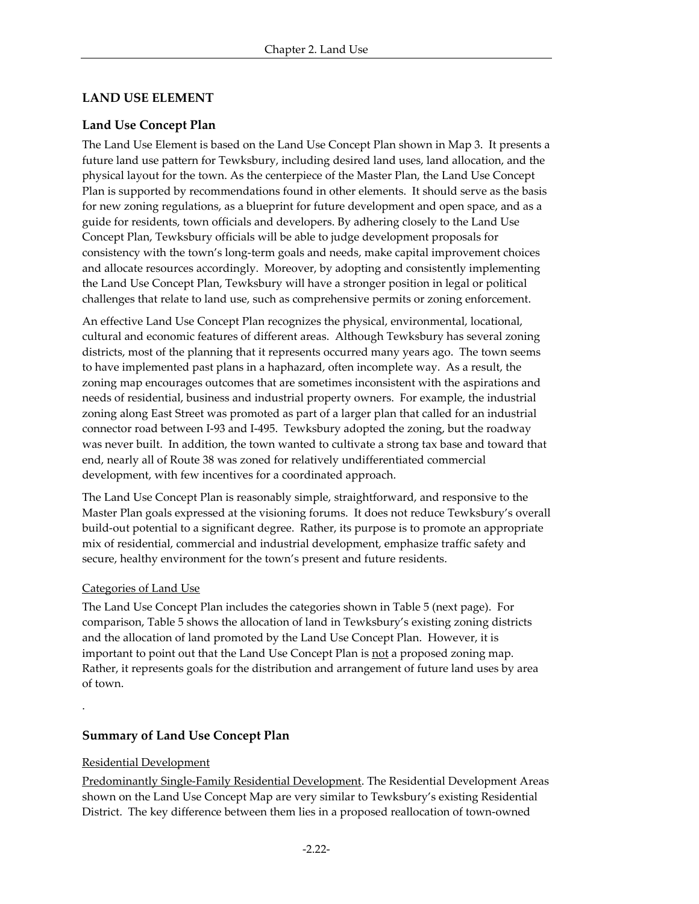## LAND USE ELEMENT

### Land Use Concept Plan

The Land Use Element is based on the Land Use Concept Plan shown in Map 3. It presents a future land use pattern for Tewksbury, including desired land uses, land allocation, and the physical layout for the town. As the centerpiece of the Master Plan, the Land Use Concept Plan is supported by recommendations found in other elements. It should serve as the basis for new zoning regulations, as a blueprint for future development and open space, and as a guide for residents, town officials and developers. By adhering closely to the Land Use Concept Plan, Tewksbury officials will be able to judge development proposals for consistency with the town's long-term goals and needs, make capital improvement choices and allocate resources accordingly. Moreover, by adopting and consistently implementing the Land Use Concept Plan, Tewksbury will have a stronger position in legal or political challenges that relate to land use, such as comprehensive permits or zoning enforcement.

An effective Land Use Concept Plan recognizes the physical, environmental, locational, cultural and economic features of different areas. Although Tewksbury has several zoning districts, most of the planning that it represents occurred many years ago. The town seems to have implemented past plans in a haphazard, often incomplete way. As a result, the zoning map encourages outcomes that are sometimes inconsistent with the aspirations and needs of residential, business and industrial property owners. For example, the industrial zoning along East Street was promoted as part of a larger plan that called for an industrial connector road between I-93 and I-495. Tewksbury adopted the zoning, but the roadway was never built. In addition, the town wanted to cultivate a strong tax base and toward that end, nearly all of Route 38 was zoned for relatively undifferentiated commercial development, with few incentives for a coordinated approach.

The Land Use Concept Plan is reasonably simple, straightforward, and responsive to the Master Plan goals expressed at the visioning forums. It does not reduce Tewksbury's overall build-out potential to a significant degree. Rather, its purpose is to promote an appropriate mix of residential, commercial and industrial development, emphasize traffic safety and secure, healthy environment for the town's present and future residents.

Categories of Land Use

The Land Use Concept Plan includes the categories shown in Table 5 (next page). For comparison, Table 5 shows the allocation of land in Tewksbury's existing zoning districts and the allocation of land promoted by the Land Use Concept Plan. However, it is important to point out that the Land Use Concept Plan is not a proposed zoning map. Rather, it represents goals for the distribution and arrangement of future land uses by area of town.

.

### Summary of Land Use Concept Plan

Residential Development

Predominantly Single-Family Residential Development. The Residential Development Areas shown on the Land Use Concept Map are very similar to Tewksbury's existing Residential District. The key difference between them lies in a proposed reallocation of town-owned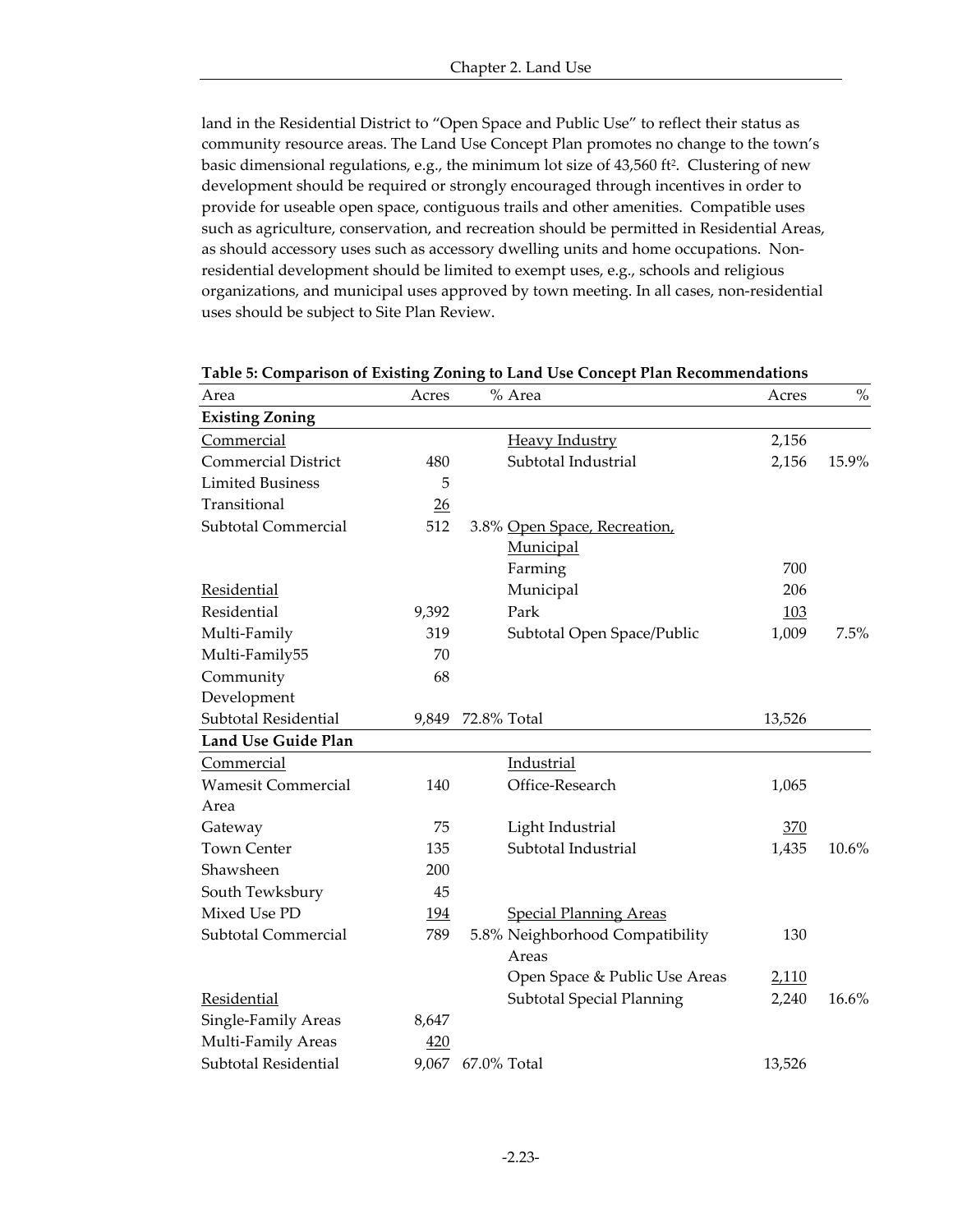land in the Residential District to "Open Space and Public Use" to reflect their status as community resource areas. The Land Use Concept Plan promotes no change to the town's basic dimensional regulations, e.g., the minimum lot size of 43,560 $ft^2$. Clustering of new development should be required or strongly encouraged through incentives in order to provide for useable open space, contiguous trails and other amenities. Compatible uses such as agriculture, conservation, and recreation should be permitted in Residential Areas, as should accessory uses such as accessory dwelling units and home occupations. Non-residential development should be limited to exempt uses, e.g., schools and religious organizations, and municipal uses approved by town meeting. In all cases, non-residential uses should be subject to Site Plan Review.

**Table 5: Comparison of Existing Zoning to Land Use Concept Plan Recommendations**

| Area | Acres | % | Area | Acres | % |
|---|---|---|---|---|---|
| **Existing Zoning** | | | | | |
| Commercial | | | Heavy Industry | 2,156 | |
| Commercial District | 480 | | Subtotal Industrial | 2,156 | 15.9% |
| Limited Business | 5 | | | | |
| Transitional | 26 | | | | |
| Subtotal Commercial | 512 | 3.8% | Open Space, Recreation, Municipal | | |
| | | | Farming | 700 | |
| Residential | | | Municipal | 206 | |
| Residential | 9,392 | | Park | 103 | |
| Multi-Family | 319 | | Subtotal Open Space/Public | 1,009 | 7.5% |
| Multi-Family55 | 70 | | | | |
| Community Development | 68 | | | | |
| Subtotal Residential | 9,849 | 72.8% | Total | 13,526 | |
| **Land Use Guide Plan** | | | | | |
| Commercial | | | Industrial | | |
| Wamesit Commercial Area | 140 | | Office-Research | 1,065 | |
| Gateway | 75 | | Light Industrial | 370 | |
| Town Center | 135 | | Subtotal Industrial | 1,435 | 10.6% |
| Shawsheen | 200 | | | | |
| South Tewksbury | 45 | | | | |
| Mixed Use PD | 194 | | Special Planning Areas | | |
| Subtotal Commercial | 789 | 5.8% | Neighborhood Compatibility Areas | 130 | |
| | | | Open Space & Public Use Areas | 2,110 | |
| Residential | | | Subtotal Special Planning | 2,240 | 16.6% |
| Single-Family Areas | 8,647 | | | | |
| Multi-Family Areas | 420 | | | | |
| Subtotal Residential | 9,067 | 67.0% | Total | 13,526 | |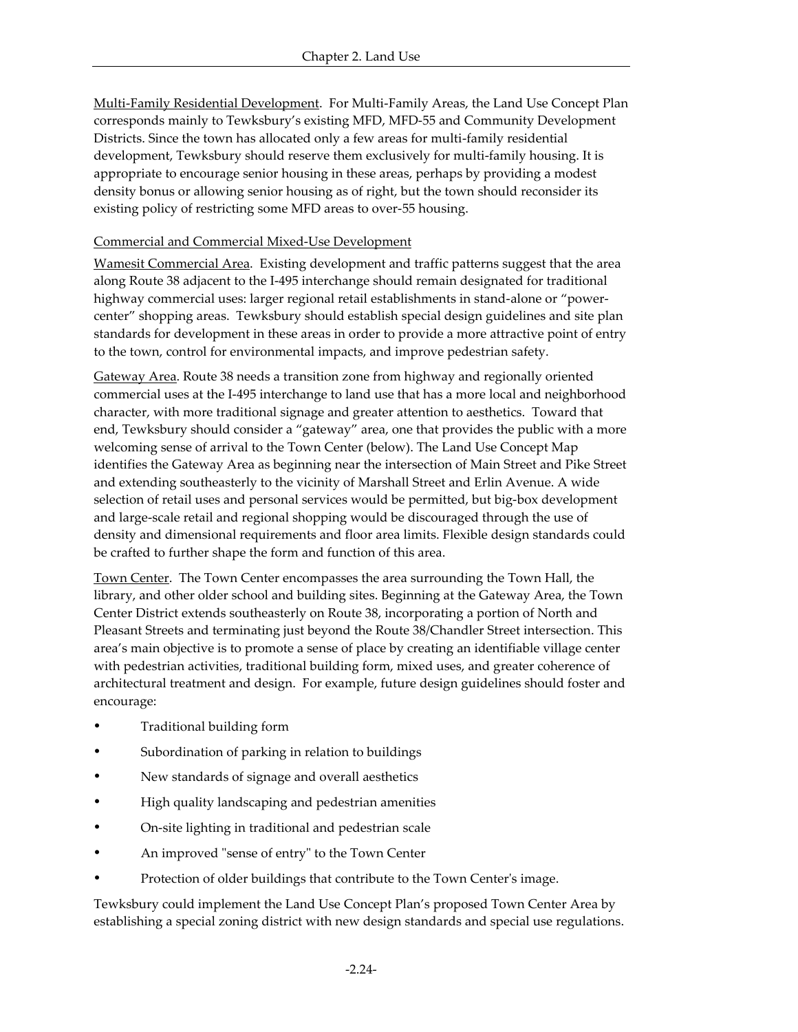Multi-Family Residential Development. For Multi-Family Areas, the Land Use Concept Plan corresponds mainly to Tewksbury's existing MFD, MFD-55 and Community Development Districts. Since the town has allocated only a few areas for multi-family residential development, Tewksbury should reserve them exclusively for multi-family housing. It is appropriate to encourage senior housing in these areas, perhaps by providing a modest density bonus or allowing senior housing as of right, but the town should reconsider its existing policy of restricting some MFD areas to over-55 housing.

Commercial and Commercial Mixed-Use Development

Wamesit Commercial Area. Existing development and traffic patterns suggest that the area along Route 38 adjacent to the I-495 interchange should remain designated for traditional highway commercial uses: larger regional retail establishments in stand-alone or "power-center" shopping areas. Tewksbury should establish special design guidelines and site plan standards for development in these areas in order to provide a more attractive point of entry to the town, control for environmental impacts, and improve pedestrian safety.

Gateway Area. Route 38 needs a transition zone from highway and regionally oriented commercial uses at the I-495 interchange to land use that has a more local and neighborhood character, with more traditional signage and greater attention to aesthetics. Toward that end, Tewksbury should consider a "gateway" area, one that provides the public with a more welcoming sense of arrival to the Town Center (below). The Land Use Concept Map identifies the Gateway Area as beginning near the intersection of Main Street and Pike Street and extending southeasterly to the vicinity of Marshall Street and Erlin Avenue. A wide selection of retail uses and personal services would be permitted, but big-box development and large-scale retail and regional shopping would be discouraged through the use of density and dimensional requirements and floor area limits. Flexible design standards could be crafted to further shape the form and function of this area.

Town Center. The Town Center encompasses the area surrounding the Town Hall, the library, and other older school and building sites. Beginning at the Gateway Area, the Town Center District extends southeasterly on Route 38, incorporating a portion of North and Pleasant Streets and terminating just beyond the Route 38/Chandler Street intersection. This area's main objective is to promote a sense of place by creating an identifiable village center with pedestrian activities, traditional building form, mixed uses, and greater coherence of architectural treatment and design. For example, future design guidelines should foster and encourage:

- Traditional building form
- Subordination of parking in relation to buildings
- New standards of signage and overall aesthetics
- High quality landscaping and pedestrian amenities
- On-site lighting in traditional and pedestrian scale
- An improved "sense of entry" to the Town Center
- Protection of older buildings that contribute to the Town Center's image.

Tewksbury could implement the Land Use Concept Plan's proposed Town Center Area by establishing a special zoning district with new design standards and special use regulations.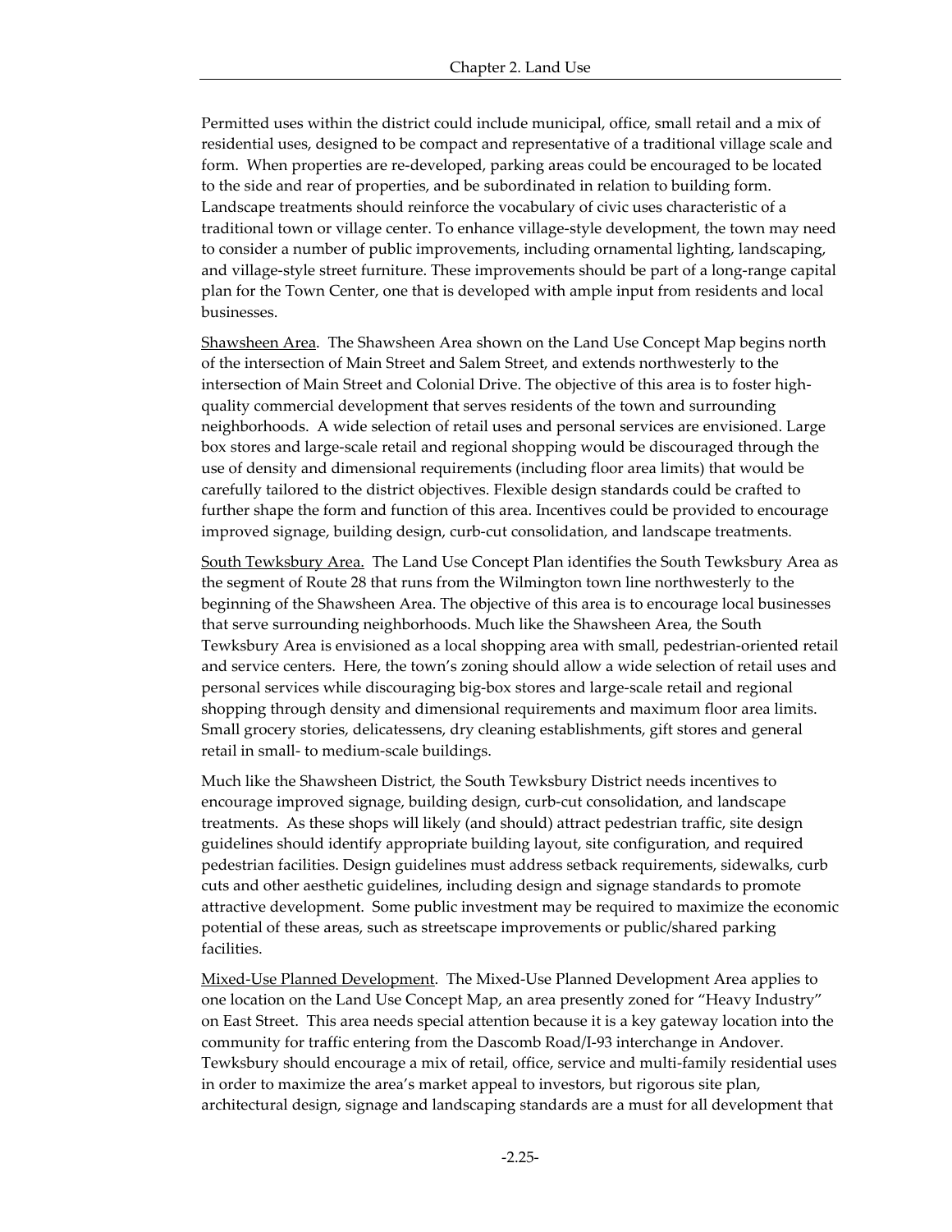Permitted uses within the district could include municipal, office, small retail and a mix of residential uses, designed to be compact and representative of a traditional village scale and form. When properties are re-developed, parking areas could be encouraged to be located to the side and rear of properties, and be subordinated in relation to building form. Landscape treatments should reinforce the vocabulary of civic uses characteristic of a traditional town or village center. To enhance village-style development, the town may need to consider a number of public improvements, including ornamental lighting, landscaping, and village-style street furniture. These improvements should be part of a long-range capital plan for the Town Center, one that is developed with ample input from residents and local businesses.

<u>Shawsheen Area</u>. The Shawsheen Area shown on the Land Use Concept Map begins north of the intersection of Main Street and Salem Street, and extends northwesterly to the intersection of Main Street and Colonial Drive. The objective of this area is to foster high-quality commercial development that serves residents of the town and surrounding neighborhoods. A wide selection of retail uses and personal services are envisioned. Large box stores and large-scale retail and regional shopping would be discouraged through the use of density and dimensional requirements (including floor area limits) that would be carefully tailored to the district objectives. Flexible design standards could be crafted to further shape the form and function of this area. Incentives could be provided to encourage improved signage, building design, curb-cut consolidation, and landscape treatments.

<u>South Tewksbury Area.</u> The Land Use Concept Plan identifies the South Tewksbury Area as the segment of Route 28 that runs from the Wilmington town line northwesterly to the beginning of the Shawsheen Area. The objective of this area is to encourage local businesses that serve surrounding neighborhoods. Much like the Shawsheen Area, the South Tewksbury Area is envisioned as a local shopping area with small, pedestrian-oriented retail and service centers. Here, the town's zoning should allow a wide selection of retail uses and personal services while discouraging big-box stores and large-scale retail and regional shopping through density and dimensional requirements and maximum floor area limits. Small grocery stories, delicatessens, dry cleaning establishments, gift stores and general retail in small- to medium-scale buildings.

Much like the Shawsheen District, the South Tewksbury District needs incentives to encourage improved signage, building design, curb-cut consolidation, and landscape treatments. As these shops will likely (and should) attract pedestrian traffic, site design guidelines should identify appropriate building layout, site configuration, and required pedestrian facilities. Design guidelines must address setback requirements, sidewalks, curb cuts and other aesthetic guidelines, including design and signage standards to promote attractive development. Some public investment may be required to maximize the economic potential of these areas, such as streetscape improvements or public/shared parking facilities.

<u>Mixed-Use Planned Development</u>. The Mixed-Use Planned Development Area applies to one location on the Land Use Concept Map, an area presently zoned for "Heavy Industry" on East Street. This area needs special attention because it is a key gateway location into the community for traffic entering from the Dascomb Road/I-93 interchange in Andover. Tewksbury should encourage a mix of retail, office, service and multi-family residential uses in order to maximize the area's market appeal to investors, but rigorous site plan, architectural design, signage and landscaping standards are a must for all development that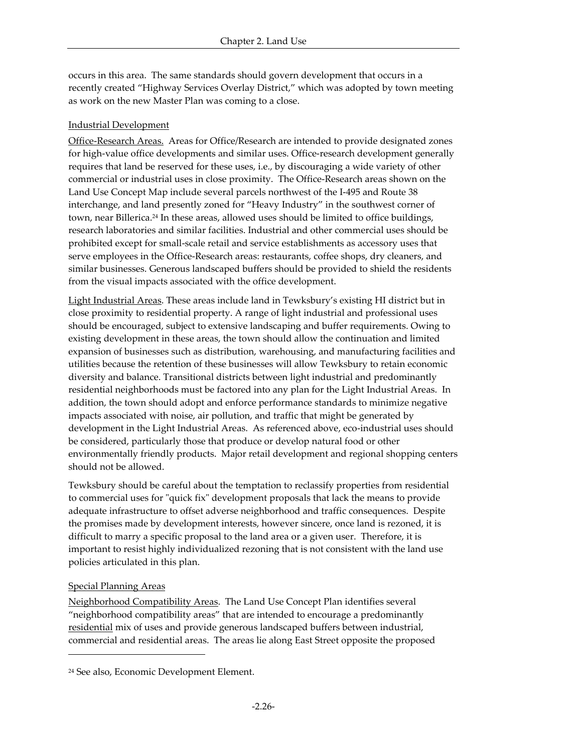occurs in this area. The same standards should govern development that occurs in a recently created "Highway Services Overlay District," which was adopted by town meeting as work on the new Master Plan was coming to a close.

### Industrial Development

Office-Research Areas. Areas for Office/Research are intended to provide designated zones for high-value office developments and similar uses. Office-research development generally requires that land be reserved for these uses, i.e., by discouraging a wide variety of other commercial or industrial uses in close proximity. The Office-Research areas shown on the Land Use Concept Map include several parcels northwest of the I-495 and Route 38 interchange, and land presently zoned for "Heavy Industry" in the southwest corner of town, near Billerica.[24] In these areas, allowed uses should be limited to office buildings, research laboratories and similar facilities. Industrial and other commercial uses should be prohibited except for small-scale retail and service establishments as accessory uses that serve employees in the Office-Research areas: restaurants, coffee shops, dry cleaners, and similar businesses. Generous landscaped buffers should be provided to shield the residents from the visual impacts associated with the office development.

Light Industrial Areas. These areas include land in Tewksbury's existing HI district but in close proximity to residential property. A range of light industrial and professional uses should be encouraged, subject to extensive landscaping and buffer requirements. Owing to existing development in these areas, the town should allow the continuation and limited expansion of businesses such as distribution, warehousing, and manufacturing facilities and utilities because the retention of these businesses will allow Tewksbury to retain economic diversity and balance. Transitional districts between light industrial and predominantly residential neighborhoods must be factored into any plan for the Light Industrial Areas. In addition, the town should adopt and enforce performance standards to minimize negative impacts associated with noise, air pollution, and traffic that might be generated by development in the Light Industrial Areas. As referenced above, eco-industrial uses should be considered, particularly those that produce or develop natural food or other environmentally friendly products. Major retail development and regional shopping centers should not be allowed.

Tewksbury should be careful about the temptation to reclassify properties from residential to commercial uses for "quick fix" development proposals that lack the means to provide adequate infrastructure to offset adverse neighborhood and traffic consequences. Despite the promises made by development interests, however sincere, once land is rezoned, it is difficult to marry a specific proposal to the land area or a given user. Therefore, it is important to resist highly individualized rezoning that is not consistent with the land use policies articulated in this plan.

### Special Planning Areas

Neighborhood Compatibility Areas. The Land Use Concept Plan identifies several "neighborhood compatibility areas" that are intended to encourage a predominantly residential mix of uses and provide generous landscaped buffers between industrial, commercial and residential areas. The areas lie along East Street opposite the proposed

---

[24] See also, Economic Development Element.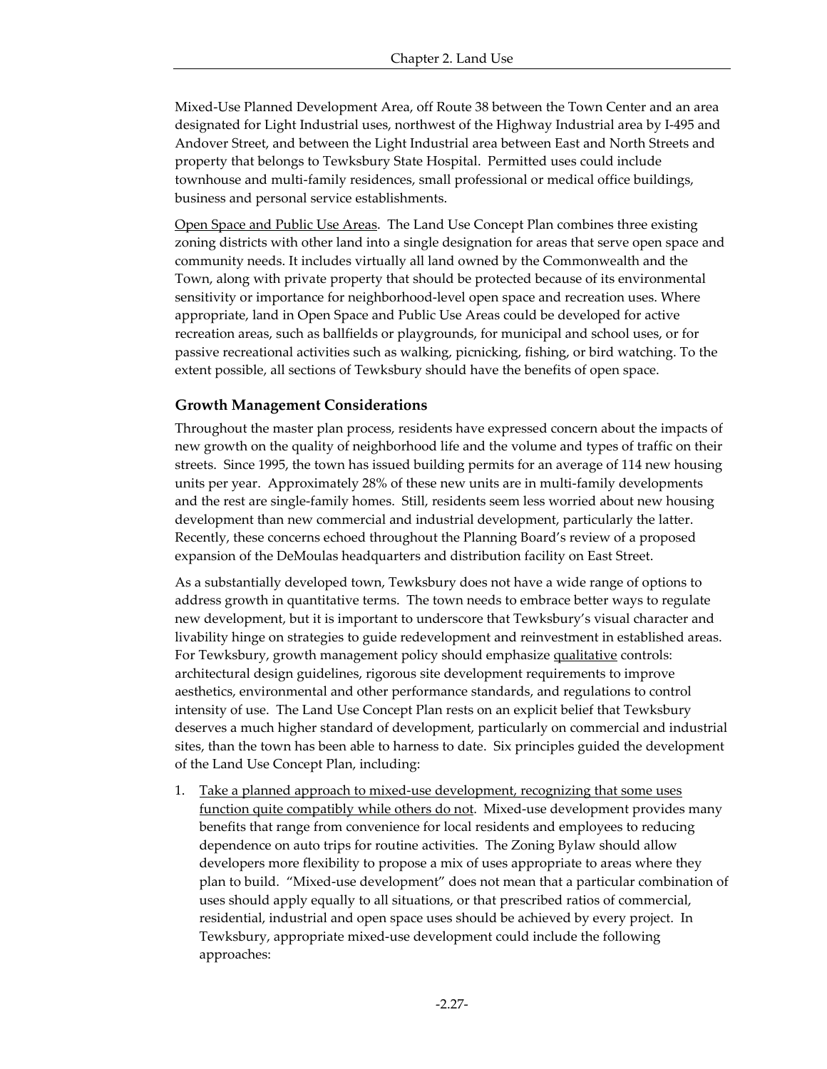Mixed-Use Planned Development Area, off Route 38 between the Town Center and an area designated for Light Industrial uses, northwest of the Highway Industrial area by I-495 and Andover Street, and between the Light Industrial area between East and North Streets and property that belongs to Tewksbury State Hospital. Permitted uses could include townhouse and multi-family residences, small professional or medical office buildings, business and personal service establishments.

Open Space and Public Use Areas. The Land Use Concept Plan combines three existing zoning districts with other land into a single designation for areas that serve open space and community needs. It includes virtually all land owned by the Commonwealth and the Town, along with private property that should be protected because of its environmental sensitivity or importance for neighborhood-level open space and recreation uses. Where appropriate, land in Open Space and Public Use Areas could be developed for active recreation areas, such as ballfields or playgrounds, for municipal and school uses, or for passive recreational activities such as walking, picnicking, fishing, or bird watching. To the extent possible, all sections of Tewksbury should have the benefits of open space.

### Growth Management Considerations

Throughout the master plan process, residents have expressed concern about the impacts of new growth on the quality of neighborhood life and the volume and types of traffic on their streets. Since 1995, the town has issued building permits for an average of 114 new housing units per year. Approximately 28% of these new units are in multi-family developments and the rest are single-family homes. Still, residents seem less worried about new housing development than new commercial and industrial development, particularly the latter. Recently, these concerns echoed throughout the Planning Board's review of a proposed expansion of the DeMoulas headquarters and distribution facility on East Street.

As a substantially developed town, Tewksbury does not have a wide range of options to address growth in quantitative terms. The town needs to embrace better ways to regulate new development, but it is important to underscore that Tewksbury's visual character and livability hinge on strategies to guide redevelopment and reinvestment in established areas. For Tewksbury, growth management policy should emphasize qualitative controls: architectural design guidelines, rigorous site development requirements to improve aesthetics, environmental and other performance standards, and regulations to control intensity of use. The Land Use Concept Plan rests on an explicit belief that Tewksbury deserves a much higher standard of development, particularly on commercial and industrial sites, than the town has been able to harness to date. Six principles guided the development of the Land Use Concept Plan, including:

1. Take a planned approach to mixed-use development, recognizing that some uses function quite compatibly while others do not. Mixed-use development provides many benefits that range from convenience for local residents and employees to reducing dependence on auto trips for routine activities. The Zoning Bylaw should allow developers more flexibility to propose a mix of uses appropriate to areas where they plan to build. "Mixed-use development" does not mean that a particular combination of uses should apply equally to all situations, or that prescribed ratios of commercial, residential, industrial and open space uses should be achieved by every project. In Tewksbury, appropriate mixed-use development could include the following approaches: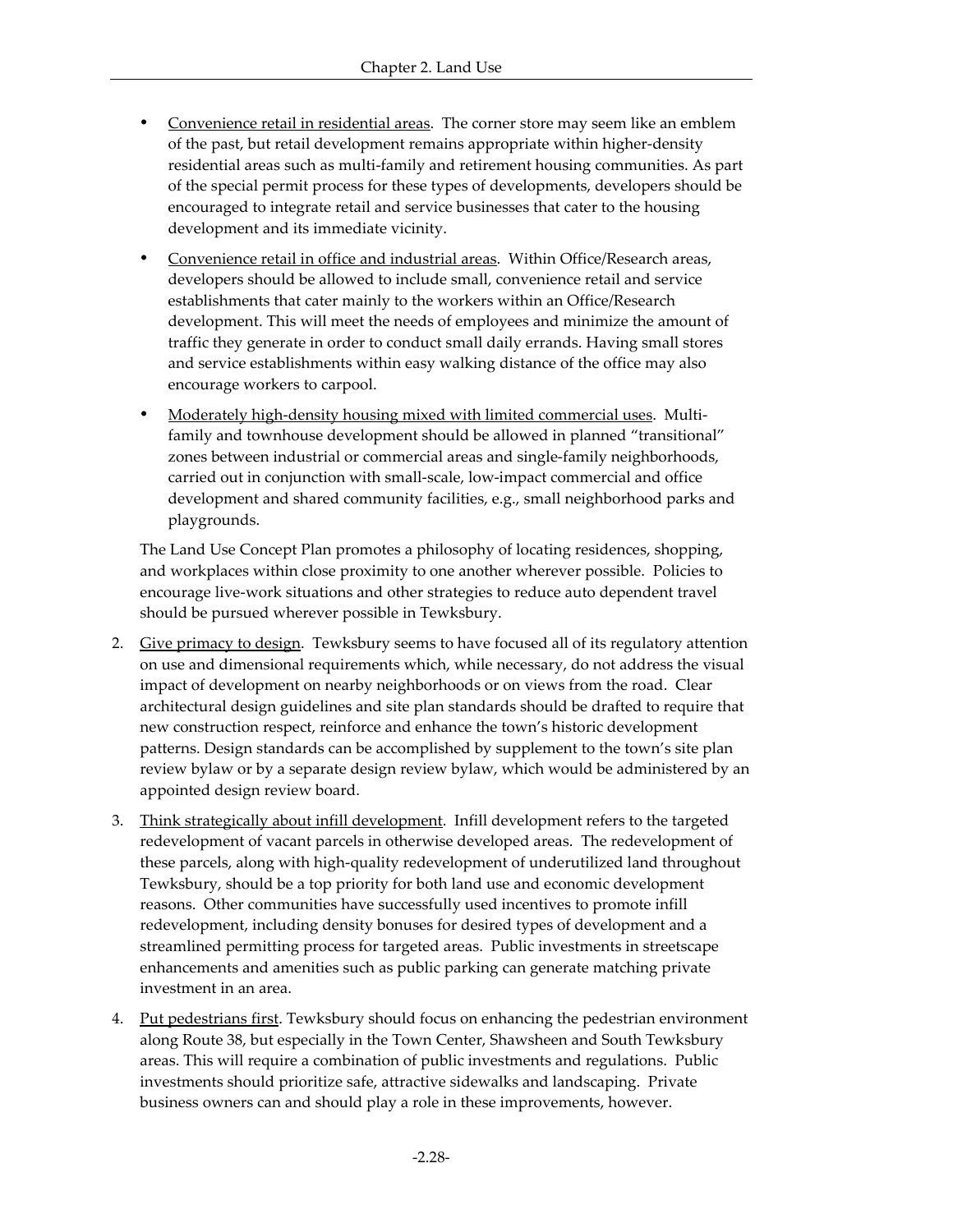- Convenience retail in residential areas. The corner store may seem like an emblem of the past, but retail development remains appropriate within higher-density residential areas such as multi-family and retirement housing communities. As part of the special permit process for these types of developments, developers should be encouraged to integrate retail and service businesses that cater to the housing development and its immediate vicinity.
- Convenience retail in office and industrial areas. Within Office/Research areas, developers should be allowed to include small, convenience retail and service establishments that cater mainly to the workers within an Office/Research development. This will meet the needs of employees and minimize the amount of traffic they generate in order to conduct small daily errands. Having small stores and service establishments within easy walking distance of the office may also encourage workers to carpool.
- Moderately high-density housing mixed with limited commercial uses. Multi-family and townhouse development should be allowed in planned "transitional" zones between industrial or commercial areas and single-family neighborhoods, carried out in conjunction with small-scale, low-impact commercial and office development and shared community facilities, e.g., small neighborhood parks and playgrounds.

The Land Use Concept Plan promotes a philosophy of locating residences, shopping, and workplaces within close proximity to one another wherever possible. Policies to encourage live-work situations and other strategies to reduce auto dependent travel should be pursued wherever possible in Tewksbury.

2. Give primacy to design. Tewksbury seems to have focused all of its regulatory attention on use and dimensional requirements which, while necessary, do not address the visual impact of development on nearby neighborhoods or on views from the road. Clear architectural design guidelines and site plan standards should be drafted to require that new construction respect, reinforce and enhance the town's historic development patterns. Design standards can be accomplished by supplement to the town's site plan review bylaw or by a separate design review bylaw, which would be administered by an appointed design review board.

3. Think strategically about infill development. Infill development refers to the targeted redevelopment of vacant parcels in otherwise developed areas. The redevelopment of these parcels, along with high-quality redevelopment of underutilized land throughout Tewksbury, should be a top priority for both land use and economic development reasons. Other communities have successfully used incentives to promote infill redevelopment, including density bonuses for desired types of development and a streamlined permitting process for targeted areas. Public investments in streetscape enhancements and amenities such as public parking can generate matching private investment in an area.

4. Put pedestrians first. Tewksbury should focus on enhancing the pedestrian environment along Route 38, but especially in the Town Center, Shawsheen and South Tewksbury areas. This will require a combination of public investments and regulations. Public investments should prioritize safe, attractive sidewalks and landscaping. Private business owners can and should play a role in these improvements, however.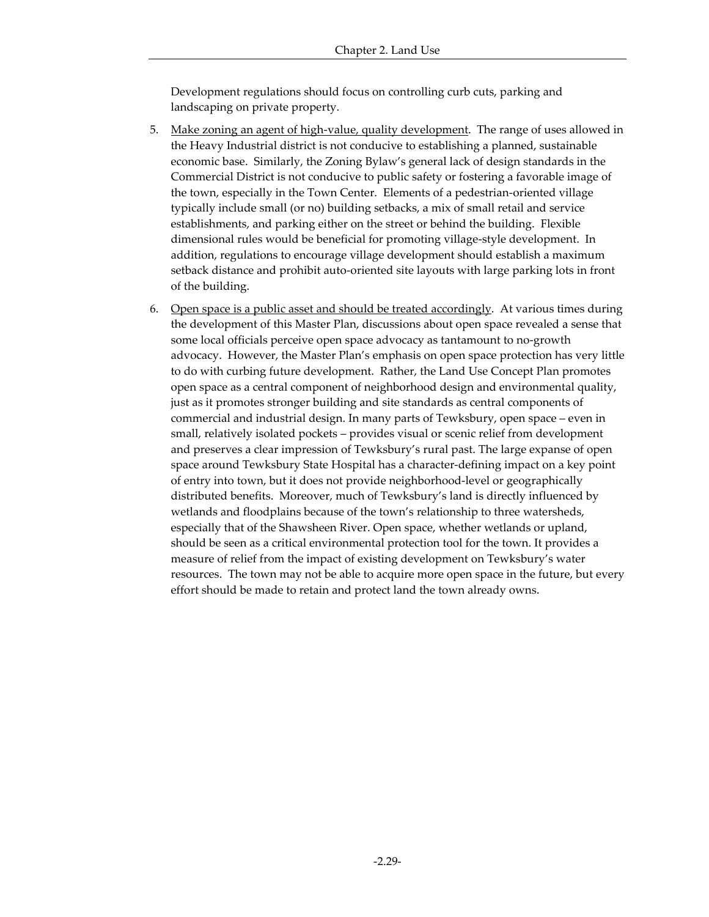Development regulations should focus on controlling curb cuts, parking and landscaping on private property.

5. Make zoning an agent of high-value, quality development. The range of uses allowed in the Heavy Industrial district is not conducive to establishing a planned, sustainable economic base. Similarly, the Zoning Bylaw's general lack of design standards in the Commercial District is not conducive to public safety or fostering a favorable image of the town, especially in the Town Center. Elements of a pedestrian-oriented village typically include small (or no) building setbacks, a mix of small retail and service establishments, and parking either on the street or behind the building. Flexible dimensional rules would be beneficial for promoting village-style development. In addition, regulations to encourage village development should establish a maximum setback distance and prohibit auto-oriented site layouts with large parking lots in front of the building.

6. Open space is a public asset and should be treated accordingly. At various times during the development of this Master Plan, discussions about open space revealed a sense that some local officials perceive open space advocacy as tantamount to no-growth advocacy. However, the Master Plan's emphasis on open space protection has very little to do with curbing future development. Rather, the Land Use Concept Plan promotes open space as a central component of neighborhood design and environmental quality, just as it promotes stronger building and site standards as central components of commercial and industrial design. In many parts of Tewksbury, open space – even in small, relatively isolated pockets – provides visual or scenic relief from development and preserves a clear impression of Tewksbury's rural past. The large expanse of open space around Tewksbury State Hospital has a character-defining impact on a key point of entry into town, but it does not provide neighborhood-level or geographically distributed benefits. Moreover, much of Tewksbury's land is directly influenced by wetlands and floodplains because of the town's relationship to three watersheds, especially that of the Shawsheen River. Open space, whether wetlands or upland, should be seen as a critical environmental protection tool for the town. It provides a measure of relief from the impact of existing development on Tewksbury's water resources. The town may not be able to acquire more open space in the future, but every effort should be made to retain and protect land the town already owns.